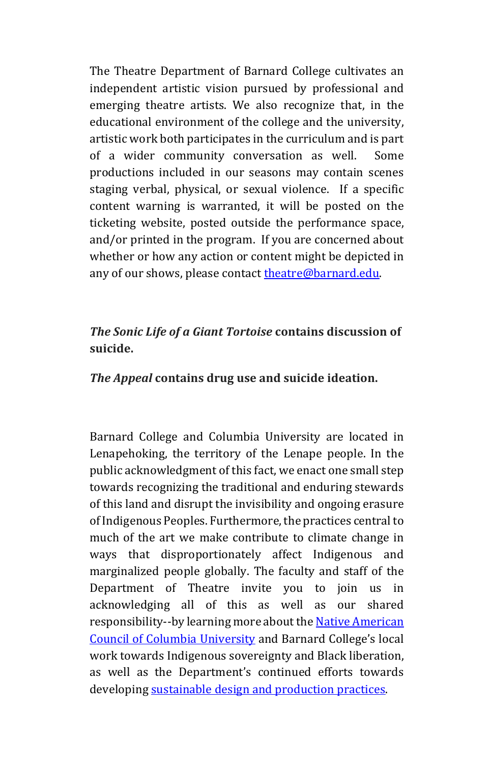The Theatre Department of Barnard College cultivates an independent artistic vision pursued by professional and emerging theatre artists. We also recognize that, in the educational environment of the college and the university, artistic work both participates in the curriculum and is part of a wider community conversation as well. Some productions included in our seasons may contain scenes staging verbal, physical, or sexual violence. If a specific content warning is warranted, it will be posted on the ticketing website, posted outside the performance space, and/or printed in the program. If you are concerned about whether or how any action or content might be depicted in any of our shows, please contact [theatre@barnard.edu](mailto:theatre@barnard.edu).

***The Sonic Life of a Giant Tortoise* contains discussion of suicide.**

***The Appeal* contains drug use and suicide ideation.**

Barnard College and Columbia University are located in Lenapehoking, the territory of the Lenape people. In the public acknowledgment of this fact, we enact one small step towards recognizing the traditional and enduring stewards of this land and disrupt the invisibility and ongoing erasure of Indigenous Peoples. Furthermore, the practices central to much of the art we make contribute to climate change in ways that disproportionately affect Indigenous and marginalized people globally. The faculty and staff of the Department of Theatre invite you to join us in acknowledging all of this as well as our shared responsibility--by learning more about the Native American Council of Columbia University and Barnard College's local work towards Indigenous sovereignty and Black liberation, as well as the Department's continued efforts towards developing sustainable design and production practices.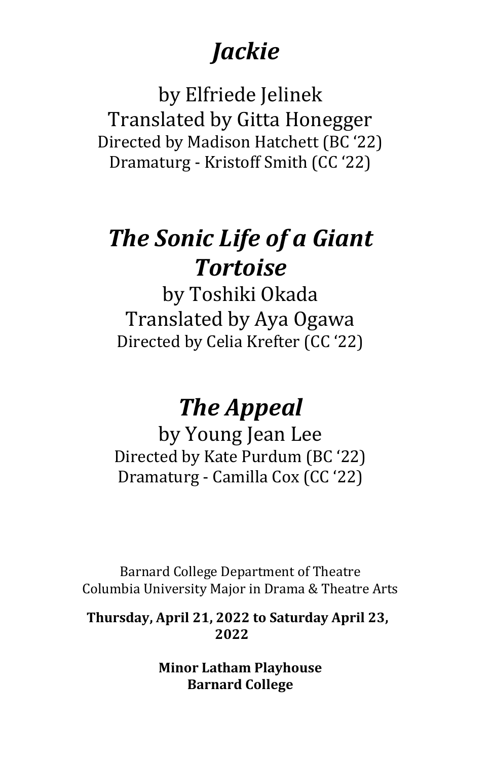# *Jackie*

by Elfriede Jelinek
Translated by Gitta Honegger
Directed by Madison Hatchett (BC '22)
Dramaturg - Kristoff Smith (CC '22)

# *The Sonic Life of a Giant Tortoise*

by Toshiki Okada
Translated by Aya Ogawa
Directed by Celia Krefter (CC '22)

# *The Appeal*

by Young Jean Lee
Directed by Kate Purdum (BC '22)
Dramaturg - Camilla Cox (CC '22)

Barnard College Department of Theatre
Columbia University Major in Drama & Theatre Arts

**Thursday, April 21, 2022 to Saturday April 23, 2022**

**Minor Latham Playhouse**
**Barnard College**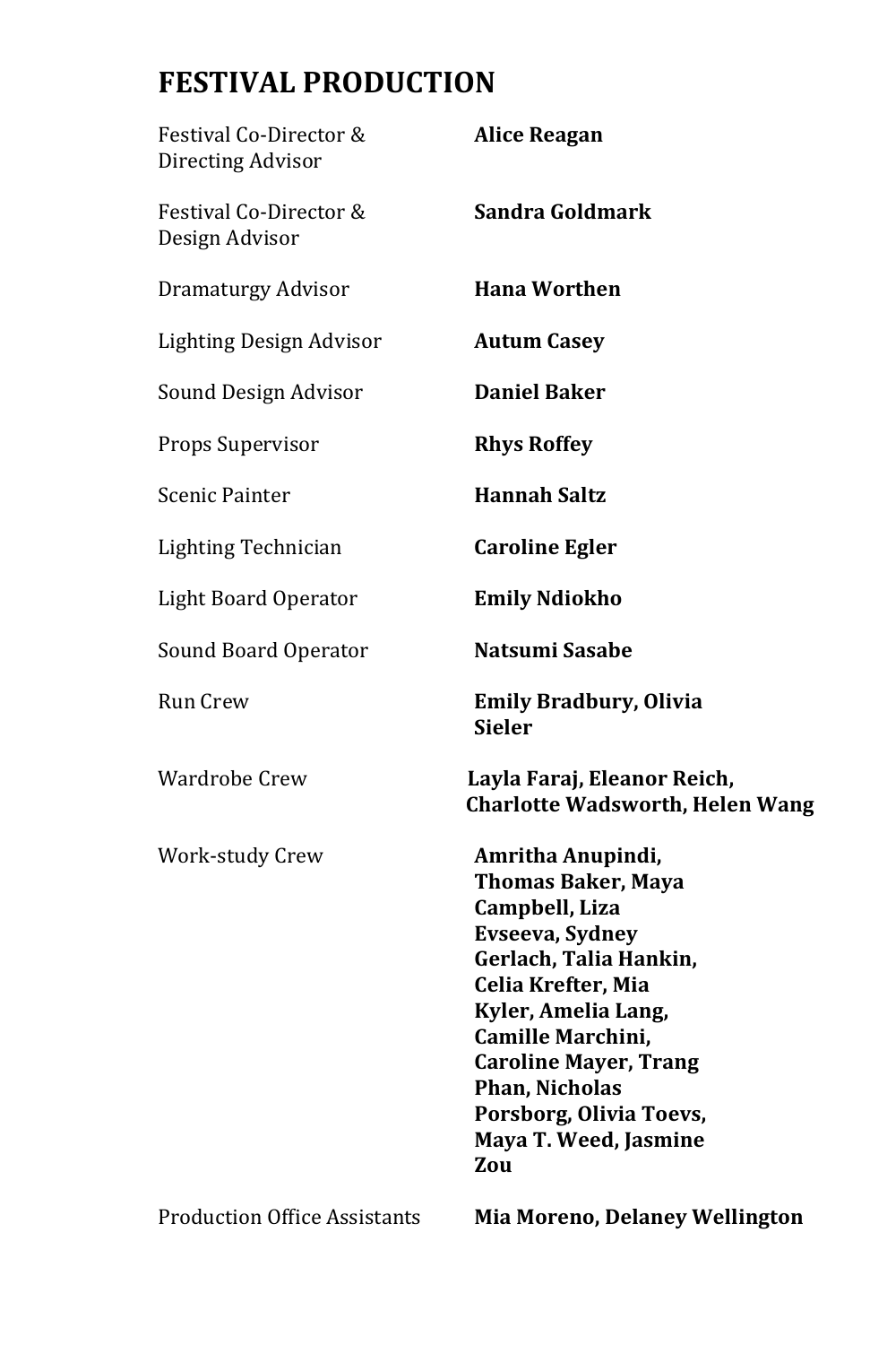# FESTIVAL PRODUCTION

| | |
|---|---|
| Festival Co-Director & Directing Advisor | **Alice Reagan** |
| Festival Co-Director & Design Advisor | **Sandra Goldmark** |
| Dramaturgy Advisor | **Hana Worthen** |
| Lighting Design Advisor | **Autum Casey** |
| Sound Design Advisor | **Daniel Baker** |
| Props Supervisor | **Rhys Roffey** |
| Scenic Painter | **Hannah Saltz** |
| Lighting Technician | **Caroline Egler** |
| Light Board Operator | **Emily Ndiokho** |
| Sound Board Operator | **Natsumi Sasabe** |
| Run Crew | **Emily Bradbury, Olivia Sieler** |
| Wardrobe Crew | **Layla Faraj, Eleanor Reich, Charlotte Wadsworth, Helen Wang** |
| Work-study Crew | **Amritha Anupindi, Thomas Baker, Maya Campbell, Liza Evseeva, Sydney Gerlach, Talia Hankin, Celia Krefter, Mia Kyler, Amelia Lang, Camille Marchini, Caroline Mayer, Trang Phan, Nicholas Porsborg, Olivia Toevs, Maya T. Weed, Jasmine Zou** |
| Production Office Assistants | **Mia Moreno, Delaney Wellington** |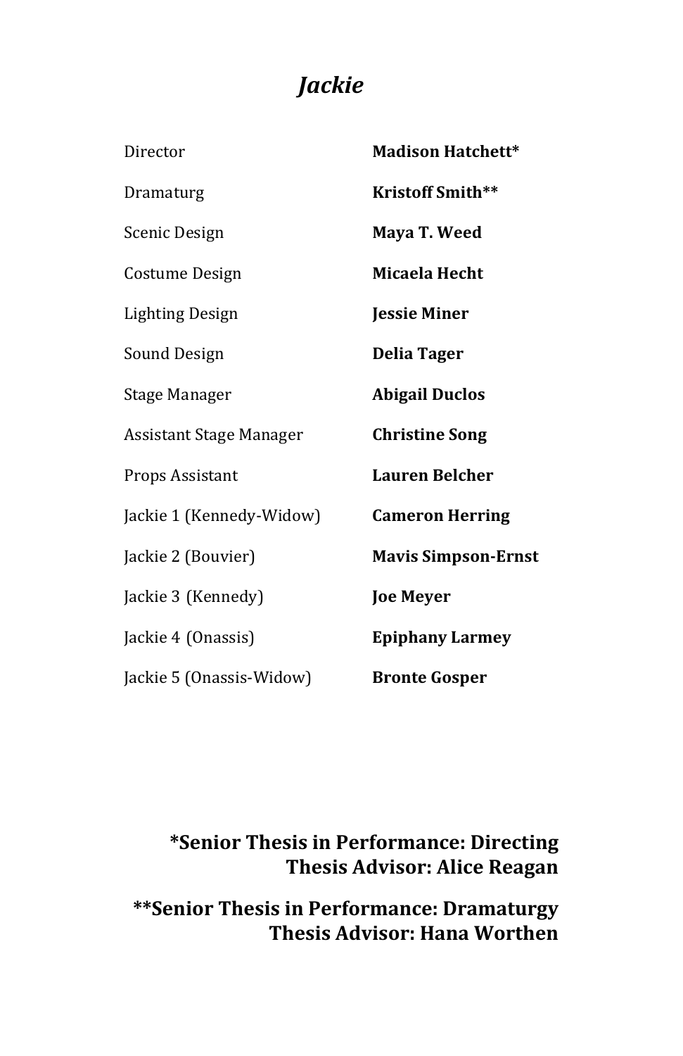# *Jackie*

| | |
|---|---|
| Director | **Madison Hatchett*** |
| Dramaturg | **Kristoff Smith**** |
| Scenic Design | **Maya T. Weed** |
| Costume Design | **Micaela Hecht** |
| Lighting Design | **Jessie Miner** |
| Sound Design | **Delia Tager** |
| Stage Manager | **Abigail Duclos** |
| Assistant Stage Manager | **Christine Song** |
| Props Assistant | **Lauren Belcher** |
| Jackie 1 (Kennedy-Widow) | **Cameron Herring** |
| Jackie 2 (Bouvier) | **Mavis Simpson-Ernst** |
| Jackie 3 (Kennedy) | **Joe Meyer** |
| Jackie 4 (Onassis) | **Epiphany Larmey** |
| Jackie 5 (Onassis-Widow) | **Bronte Gosper** |

**\*Senior Thesis in Performance: Directing**
**Thesis Advisor: Alice Reagan**

**\*\*Senior Thesis in Performance: Dramaturgy**
**Thesis Advisor: Hana Worthen**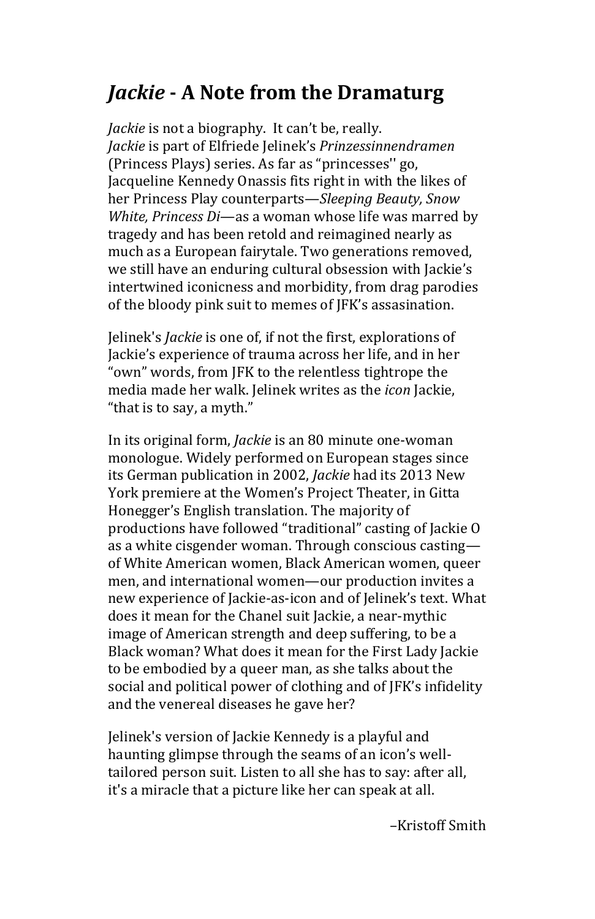# *Jackie* - A Note from the Dramaturg

*Jackie* is not a biography. It can't be, really.
*Jackie* is part of Elfriede Jelinek's *Prinzessinnendramen* (Princess Plays) series. As far as "princesses'' go, Jacqueline Kennedy Onassis fits right in with the likes of her Princess Play counterparts—*Sleeping Beauty, Snow White, Princess Di*—as a woman whose life was marred by tragedy and has been retold and reimagined nearly as much as a European fairytale. Two generations removed, we still have an enduring cultural obsession with Jackie's intertwined iconicness and morbidity, from drag parodies of the bloody pink suit to memes of JFK's assasination.

Jelinek's *Jackie* is one of, if not the first, explorations of Jackie's experience of trauma across her life, and in her "own" words, from JFK to the relentless tightrope the media made her walk. Jelinek writes as the *icon* Jackie, "that is to say, a myth."

In its original form, *Jackie* is an 80 minute one-woman monologue. Widely performed on European stages since its German publication in 2002, *Jackie* had its 2013 New York premiere at the Women's Project Theater, in Gitta Honegger's English translation. The majority of productions have followed "traditional" casting of Jackie O as a white cisgender woman. Through conscious casting—of White American women, Black American women, queer men, and international women—our production invites a new experience of Jackie-as-icon and of Jelinek's text. What does it mean for the Chanel suit Jackie, a near-mythic image of American strength and deep suffering, to be a Black woman? What does it mean for the First Lady Jackie to be embodied by a queer man, as she talks about the social and political power of clothing and of JFK's infidelity and the venereal diseases he gave her?

Jelinek's version of Jackie Kennedy is a playful and haunting glimpse through the seams of an icon's well-tailored person suit. Listen to all she has to say: after all, it's a miracle that a picture like her can speak at all.

–Kristoff Smith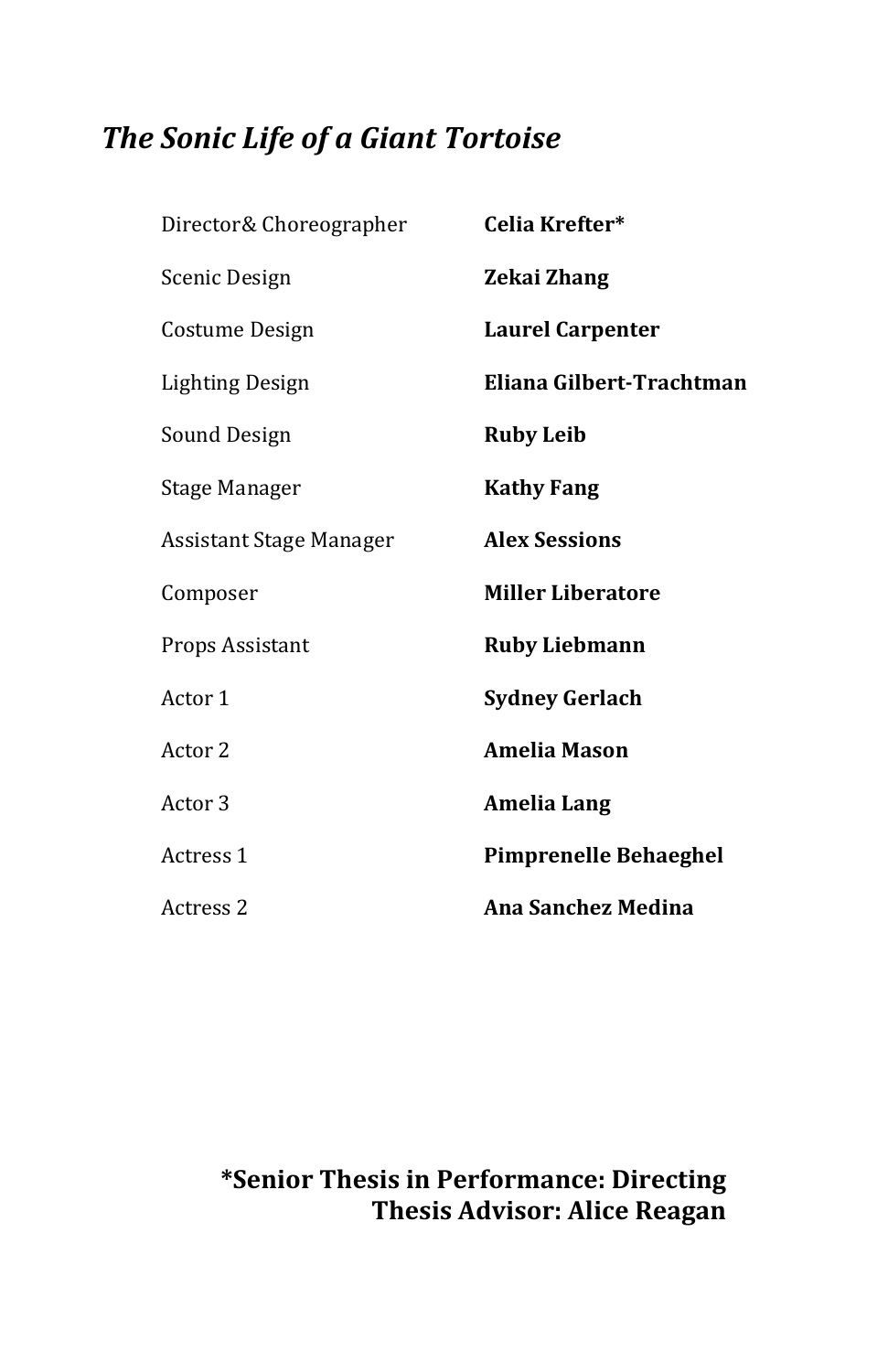## *The Sonic Life of a Giant Tortoise*

| | |
|---|---|
| Director& Choreographer | **Celia Krefter*** |
| Scenic Design | **Zekai Zhang** |
| Costume Design | **Laurel Carpenter** |
| Lighting Design | **Eliana Gilbert-Trachtman** |
| Sound Design | **Ruby Leib** |
| Stage Manager | **Kathy Fang** |
| Assistant Stage Manager | **Alex Sessions** |
| Composer | **Miller Liberatore** |
| Props Assistant | **Ruby Liebmann** |
| Actor 1 | **Sydney Gerlach** |
| Actor 2 | **Amelia Mason** |
| Actor 3 | **Amelia Lang** |
| Actress 1 | **Pimprenelle Behaeghel** |
| Actress 2 | **Ana Sanchez Medina** |

**\*Senior Thesis in Performance: Directing**
**Thesis Advisor: Alice Reagan**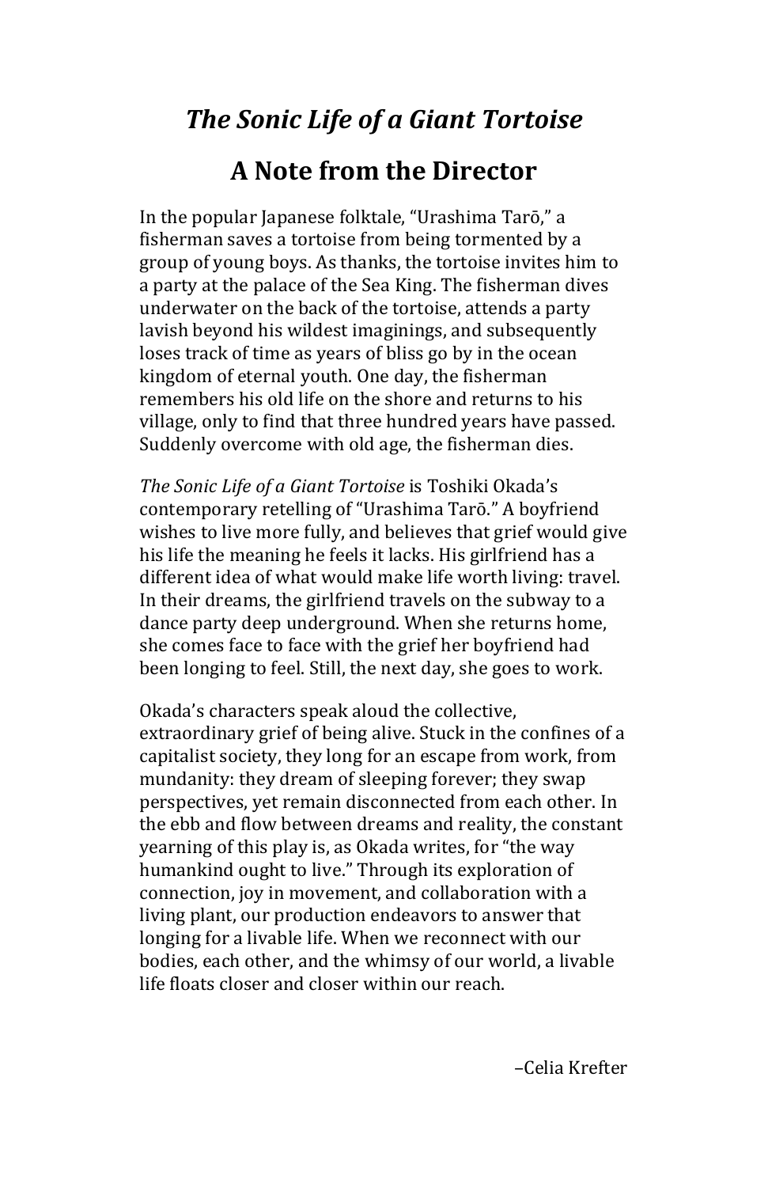# *The Sonic Life of a Giant Tortoise*

## A Note from the Director

In the popular Japanese folktale, "Urashima Tarō," a fisherman saves a tortoise from being tormented by a group of young boys. As thanks, the tortoise invites him to a party at the palace of the Sea King. The fisherman dives underwater on the back of the tortoise, attends a party lavish beyond his wildest imaginings, and subsequently loses track of time as years of bliss go by in the ocean kingdom of eternal youth. One day, the fisherman remembers his old life on the shore and returns to his village, only to find that three hundred years have passed. Suddenly overcome with old age, the fisherman dies.

*The Sonic Life of a Giant Tortoise* is Toshiki Okada's contemporary retelling of "Urashima Tarō." A boyfriend wishes to live more fully, and believes that grief would give his life the meaning he feels it lacks. His girlfriend has a different idea of what would make life worth living: travel. In their dreams, the girlfriend travels on the subway to a dance party deep underground. When she returns home, she comes face to face with the grief her boyfriend had been longing to feel. Still, the next day, she goes to work.

Okada's characters speak aloud the collective, extraordinary grief of being alive. Stuck in the confines of a capitalist society, they long for an escape from work, from mundanity: they dream of sleeping forever; they swap perspectives, yet remain disconnected from each other. In the ebb and flow between dreams and reality, the constant yearning of this play is, as Okada writes, for "the way humankind ought to live." Through its exploration of connection, joy in movement, and collaboration with a living plant, our production endeavors to answer that longing for a livable life. When we reconnect with our bodies, each other, and the whimsy of our world, a livable life floats closer and closer within our reach.

–Celia Krefter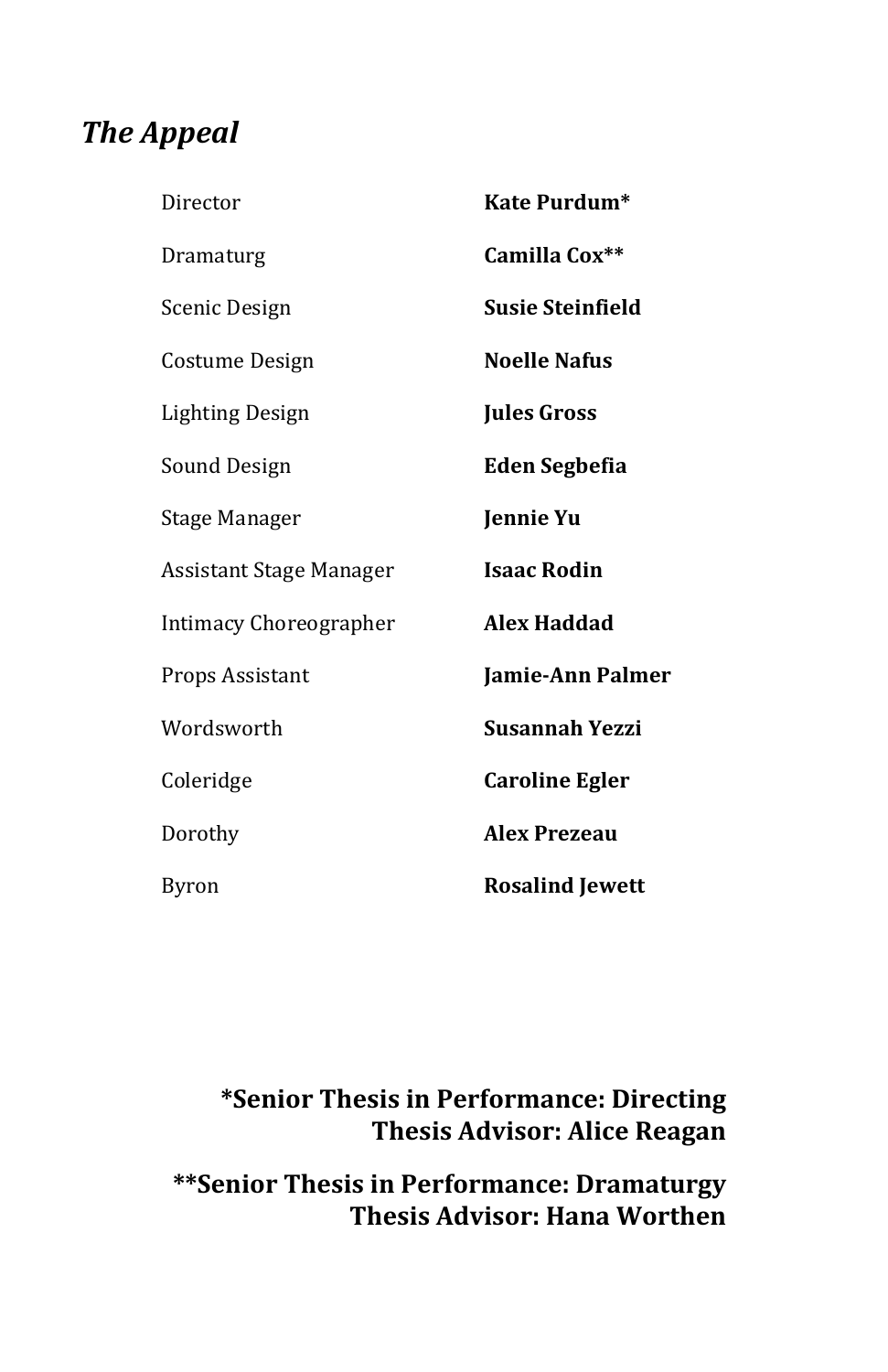## *The Appeal*

| | |
|---|---|
| Director | **Kate Purdum*** |
| Dramaturg | **Camilla Cox**** |
| Scenic Design | **Susie Steinfield** |
| Costume Design | **Noelle Nafus** |
| Lighting Design | **Jules Gross** |
| Sound Design | **Eden Segbefia** |
| Stage Manager | **Jennie Yu** |
| Assistant Stage Manager | **Isaac Rodin** |
| Intimacy Choreographer | **Alex Haddad** |
| Props Assistant | **Jamie-Ann Palmer** |
| Wordsworth | **Susannah Yezzi** |
| Coleridge | **Caroline Egler** |
| Dorothy | **Alex Prezeau** |
| Byron | **Rosalind Jewett** |

**\*Senior Thesis in Performance: Directing**
**Thesis Advisor: Alice Reagan**

**\*\*Senior Thesis in Performance: Dramaturgy**
**Thesis Advisor: Hana Worthen**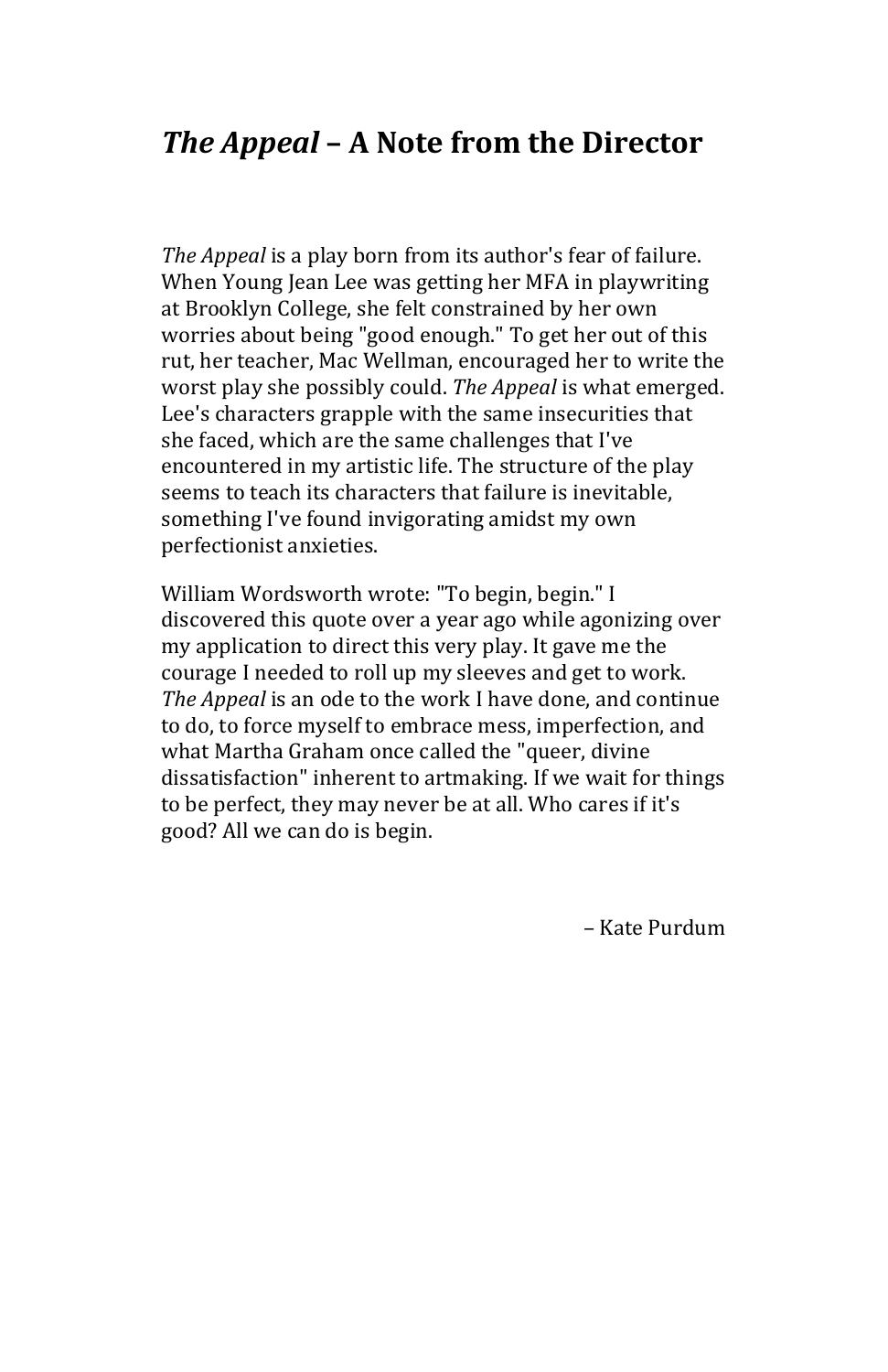## *The Appeal* – A Note from the Director

*The Appeal* is a play born from its author's fear of failure. When Young Jean Lee was getting her MFA in playwriting at Brooklyn College, she felt constrained by her own worries about being "good enough." To get her out of this rut, her teacher, Mac Wellman, encouraged her to write the worst play she possibly could. *The Appeal* is what emerged. Lee's characters grapple with the same insecurities that she faced, which are the same challenges that I've encountered in my artistic life. The structure of the play seems to teach its characters that failure is inevitable, something I've found invigorating amidst my own perfectionist anxieties.

William Wordsworth wrote: "To begin, begin." I discovered this quote over a year ago while agonizing over my application to direct this very play. It gave me the courage I needed to roll up my sleeves and get to work. *The Appeal* is an ode to the work I have done, and continue to do, to force myself to embrace mess, imperfection, and what Martha Graham once called the "queer, divine dissatisfaction" inherent to artmaking. If we wait for things to be perfect, they may never be at all. Who cares if it's good? All we can do is begin.

– Kate Purdum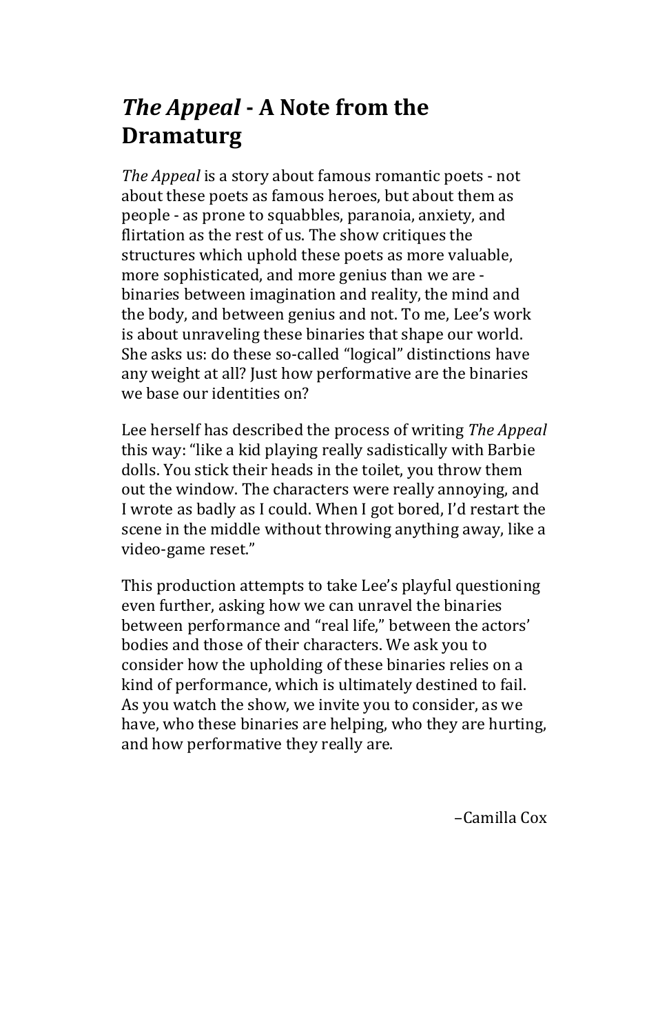# *The Appeal* - A Note from the Dramaturg

*The Appeal* is a story about famous romantic poets - not about these poets as famous heroes, but about them as people - as prone to squabbles, paranoia, anxiety, and flirtation as the rest of us. The show critiques the structures which uphold these poets as more valuable, more sophisticated, and more genius than we are - binaries between imagination and reality, the mind and the body, and between genius and not. To me, Lee's work is about unraveling these binaries that shape our world. She asks us: do these so-called "logical" distinctions have any weight at all? Just how performative are the binaries we base our identities on?

Lee herself has described the process of writing *The Appeal* this way: "like a kid playing really sadistically with Barbie dolls. You stick their heads in the toilet, you throw them out the window. The characters were really annoying, and I wrote as badly as I could. When I got bored, I'd restart the scene in the middle without throwing anything away, like a video-game reset."

This production attempts to take Lee's playful questioning even further, asking how we can unravel the binaries between performance and "real life," between the actors' bodies and those of their characters. We ask you to consider how the upholding of these binaries relies on a kind of performance, which is ultimately destined to fail. As you watch the show, we invite you to consider, as we have, who these binaries are helping, who they are hurting, and how performative they really are.

–Camilla Cox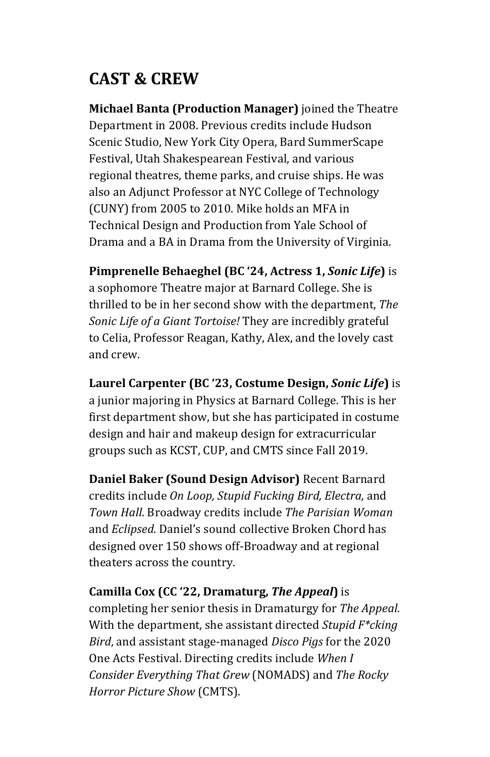## CAST & CREW

**Michael Banta (Production Manager)** joined the Theatre Department in 2008. Previous credits include Hudson Scenic Studio, New York City Opera, Bard SummerScape Festival, Utah Shakespearean Festival, and various regional theatres, theme parks, and cruise ships. He was also an Adjunct Professor at NYC College of Technology (CUNY) from 2005 to 2010. Mike holds an MFA in Technical Design and Production from Yale School of Drama and a BA in Drama from the University of Virginia.

**Pimprenelle Behaeghel (BC '24, Actress 1, *Sonic Life*)** is a sophomore Theatre major at Barnard College. She is thrilled to be in her second show with the department, *The Sonic Life of a Giant Tortoise!* They are incredibly grateful to Celia, Professor Reagan, Kathy, Alex, and the lovely cast and crew.

**Laurel Carpenter (BC '23, Costume Design, *Sonic Life*)** is a junior majoring in Physics at Barnard College. This is her first department show, but she has participated in costume design and hair and makeup design for extracurricular groups such as KCST, CUP, and CMTS since Fall 2019.

**Daniel Baker (Sound Design Advisor)** Recent Barnard credits include *On Loop, Stupid Fucking Bird, Electra,* and *Town Hall*. Broadway credits include *The Parisian Woman* and *Eclipsed*. Daniel's sound collective Broken Chord has designed over 150 shows off-Broadway and at regional theaters across the country.

**Camilla Cox (CC '22, Dramaturg, *The Appeal*)** is completing her senior thesis in Dramaturgy for *The Appeal*. With the department, she assistant directed *Stupid F*cking Bird*, and assistant stage-managed *Disco Pigs* for the 2020 One Acts Festival. Directing credits include *When I Consider Everything That Grew* (NOMADS) and *The Rocky Horror Picture Show* (CMTS).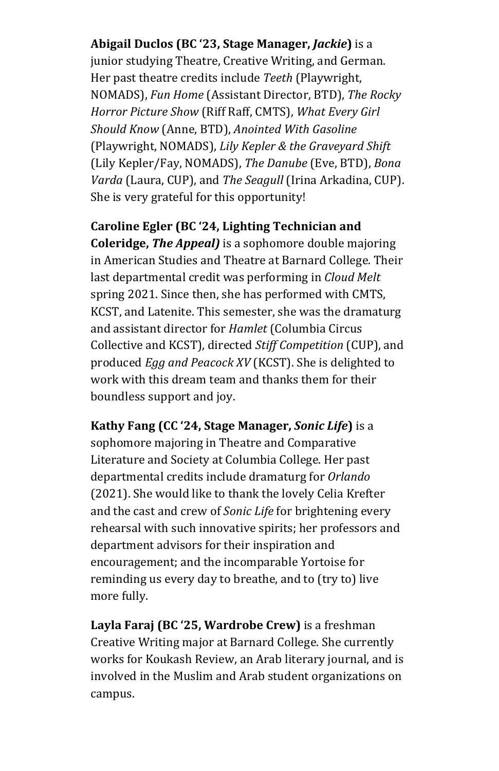**Abigail Duclos (BC '23, Stage Manager, *Jackie*)** is a junior studying Theatre, Creative Writing, and German. Her past theatre credits include *Teeth* (Playwright, NOMADS), *Fun Home* (Assistant Director, BTD), *The Rocky Horror Picture Show* (Riff Raff, CMTS), *What Every Girl Should Know* (Anne, BTD), *Anointed With Gasoline* (Playwright, NOMADS), *Lily Kepler & the Graveyard Shift* (Lily Kepler/Fay, NOMADS), *The Danube* (Eve, BTD), *Bona Varda* (Laura, CUP), and *The Seagull* (Irina Arkadina, CUP). She is very grateful for this opportunity!

**Caroline Egler (BC '24, Lighting Technician and Coleridge, *The Appeal*)** is a sophomore double majoring in American Studies and Theatre at Barnard College. Their last departmental credit was performing in *Cloud Melt* spring 2021. Since then, she has performed with CMTS, KCST, and Latenite. This semester, she was the dramaturg and assistant director for *Hamlet* (Columbia Circus Collective and KCST), directed *Stiff Competition* (CUP), and produced *Egg and Peacock XV* (KCST). She is delighted to work with this dream team and thanks them for their boundless support and joy.

**Kathy Fang (CC '24, Stage Manager, *Sonic Life*)** is a sophomore majoring in Theatre and Comparative Literature and Society at Columbia College. Her past departmental credits include dramaturg for *Orlando* (2021). She would like to thank the lovely Celia Krefter and the cast and crew of *Sonic Life* for brightening every rehearsal with such innovative spirits; her professors and department advisors for their inspiration and encouragement; and the incomparable Yortoise for reminding us every day to breathe, and to (try to) live more fully.

**Layla Faraj (BC '25, Wardrobe Crew)** is a freshman Creative Writing major at Barnard College. She currently works for Koukash Review, an Arab literary journal, and is involved in the Muslim and Arab student organizations on campus.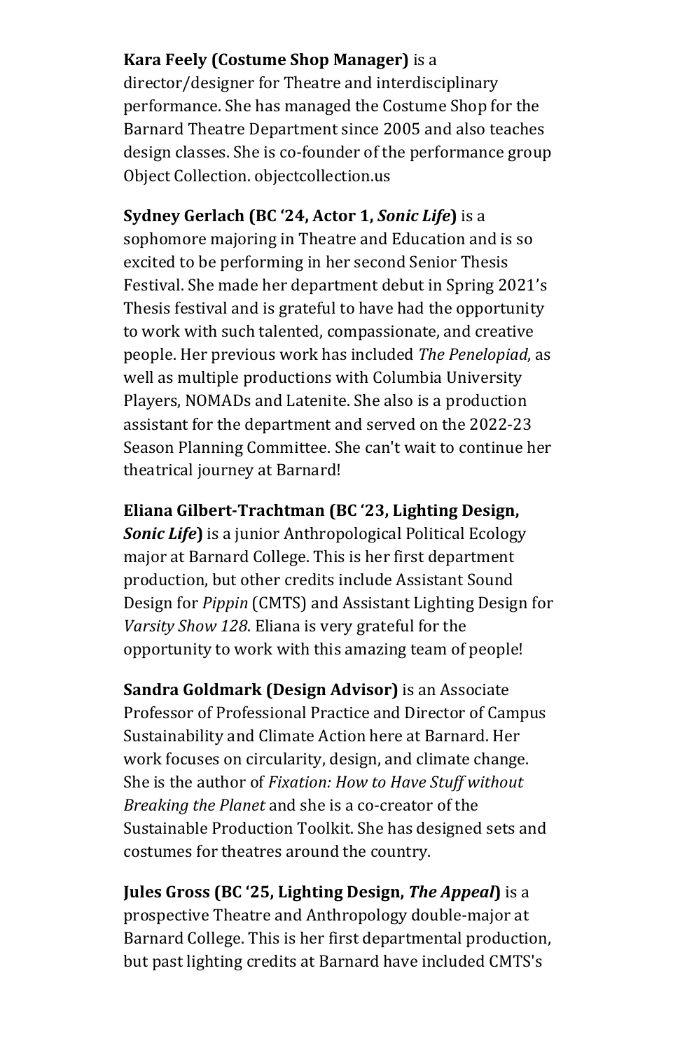**Kara Feely (Costume Shop Manager)** is a director/designer for Theatre and interdisciplinary performance. She has managed the Costume Shop for the Barnard Theatre Department since 2005 and also teaches design classes. She is co-founder of the performance group Object Collection. objectcollection.us

**Sydney Gerlach (BC '24, Actor 1, *Sonic Life*)** is a sophomore majoring in Theatre and Education and is so excited to be performing in her second Senior Thesis Festival. She made her department debut in Spring 2021's Thesis festival and is grateful to have had the opportunity to work with such talented, compassionate, and creative people. Her previous work has included *The Penelopiad*, as well as multiple productions with Columbia University Players, NOMADs and Latenite. She also is a production assistant for the department and served on the 2022-23 Season Planning Committee. She can't wait to continue her theatrical journey at Barnard!

**Eliana Gilbert-Trachtman (BC '23, Lighting Design, *Sonic Life*)** is a junior Anthropological Political Ecology major at Barnard College. This is her first department production, but other credits include Assistant Sound Design for *Pippin* (CMTS) and Assistant Lighting Design for *Varsity Show 128*. Eliana is very grateful for the opportunity to work with this amazing team of people!

**Sandra Goldmark (Design Advisor)** is an Associate Professor of Professional Practice and Director of Campus Sustainability and Climate Action here at Barnard. Her work focuses on circularity, design, and climate change. She is the author of *Fixation: How to Have Stuff without Breaking the Planet* and she is a co-creator of the Sustainable Production Toolkit. She has designed sets and costumes for theatres around the country.

**Jules Gross (BC '25, Lighting Design, *The Appeal*)** is a prospective Theatre and Anthropology double-major at Barnard College. This is her first departmental production, but past lighting credits at Barnard have included CMTS's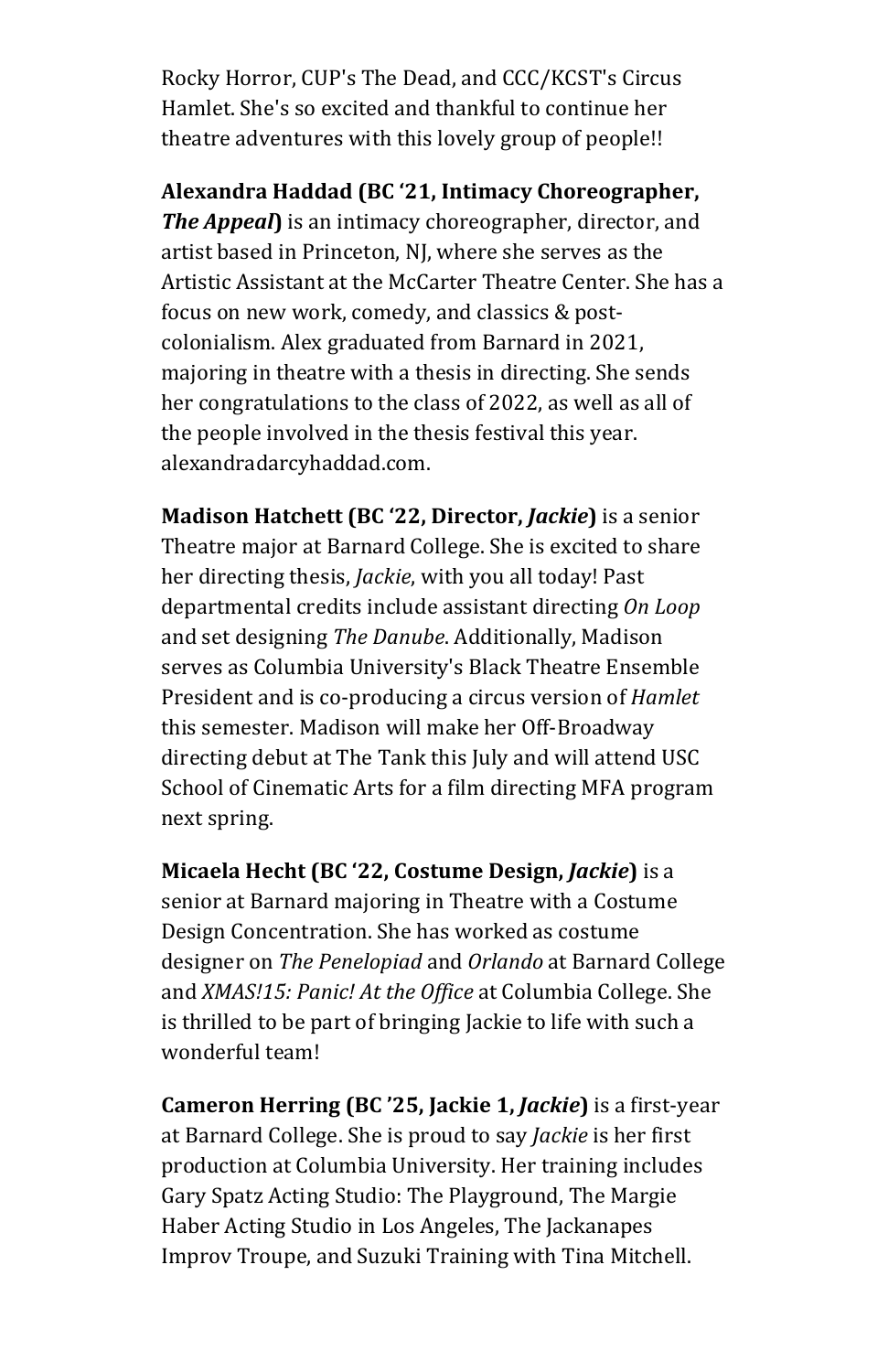Rocky Horror, CUP's The Dead, and CCC/KCST's Circus Hamlet. She's so excited and thankful to continue her theatre adventures with this lovely group of people!!

**Alexandra Haddad (BC '21, Intimacy Choreographer, *The Appeal*)** is an intimacy choreographer, director, and artist based in Princeton, NJ, where she serves as the Artistic Assistant at the McCarter Theatre Center. She has a focus on new work, comedy, and classics & post-colonialism. Alex graduated from Barnard in 2021, majoring in theatre with a thesis in directing. She sends her congratulations to the class of 2022, as well as all of the people involved in the thesis festival this year. alexandradarcyhaddad.com.

**Madison Hatchett (BC '22, Director, *Jackie*)** is a senior Theatre major at Barnard College. She is excited to share her directing thesis, *Jackie*, with you all today! Past departmental credits include assistant directing *On Loop* and set designing *The Danube*. Additionally, Madison serves as Columbia University's Black Theatre Ensemble President and is co-producing a circus version of *Hamlet* this semester. Madison will make her Off-Broadway directing debut at The Tank this July and will attend USC School of Cinematic Arts for a film directing MFA program next spring.

**Micaela Hecht (BC '22, Costume Design, *Jackie*)** is a senior at Barnard majoring in Theatre with a Costume Design Concentration. She has worked as costume designer on *The Penelopiad* and *Orlando* at Barnard College and *XMAS!15: Panic! At the Office* at Columbia College. She is thrilled to be part of bringing Jackie to life with such a wonderful team!

**Cameron Herring (BC '25, Jackie 1, *Jackie*)** is a first-year at Barnard College. She is proud to say *Jackie* is her first production at Columbia University. Her training includes Gary Spatz Acting Studio: The Playground, The Margie Haber Acting Studio in Los Angeles, The Jackanapes Improv Troupe, and Suzuki Training with Tina Mitchell.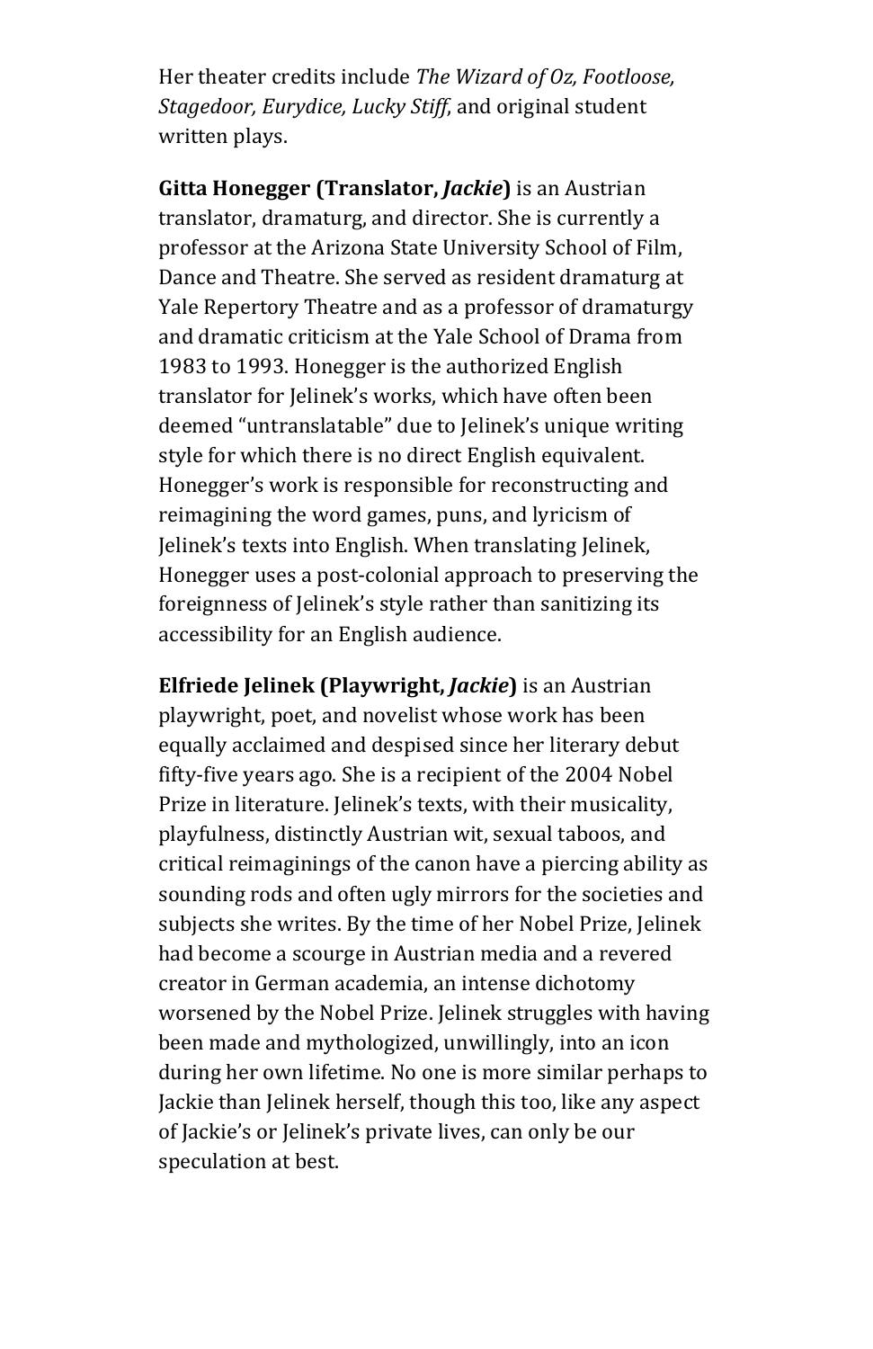Her theater credits include *The Wizard of Oz, Footloose, Stagedoor, Eurydice, Lucky Stiff*, and original student written plays.

**Gitta Honegger (Translator, *Jackie*)** is an Austrian translator, dramaturg, and director. She is currently a professor at the Arizona State University School of Film, Dance and Theatre. She served as resident dramaturg at Yale Repertory Theatre and as a professor of dramaturgy and dramatic criticism at the Yale School of Drama from 1983 to 1993. Honegger is the authorized English translator for Jelinek's works, which have often been deemed "untranslatable" due to Jelinek's unique writing style for which there is no direct English equivalent. Honegger's work is responsible for reconstructing and reimagining the word games, puns, and lyricism of Jelinek's texts into English. When translating Jelinek, Honegger uses a post-colonial approach to preserving the foreignness of Jelinek's style rather than sanitizing its accessibility for an English audience.

**Elfriede Jelinek (Playwright, *Jackie*)** is an Austrian playwright, poet, and novelist whose work has been equally acclaimed and despised since her literary debut fifty-five years ago. She is a recipient of the 2004 Nobel Prize in literature. Jelinek's texts, with their musicality, playfulness, distinctly Austrian wit, sexual taboos, and critical reimaginings of the canon have a piercing ability as sounding rods and often ugly mirrors for the societies and subjects she writes. By the time of her Nobel Prize, Jelinek had become a scourge in Austrian media and a revered creator in German academia, an intense dichotomy worsened by the Nobel Prize. Jelinek struggles with having been made and mythologized, unwillingly, into an icon during her own lifetime. No one is more similar perhaps to Jackie than Jelinek herself, though this too, like any aspect of Jackie's or Jelinek's private lives, can only be our speculation at best.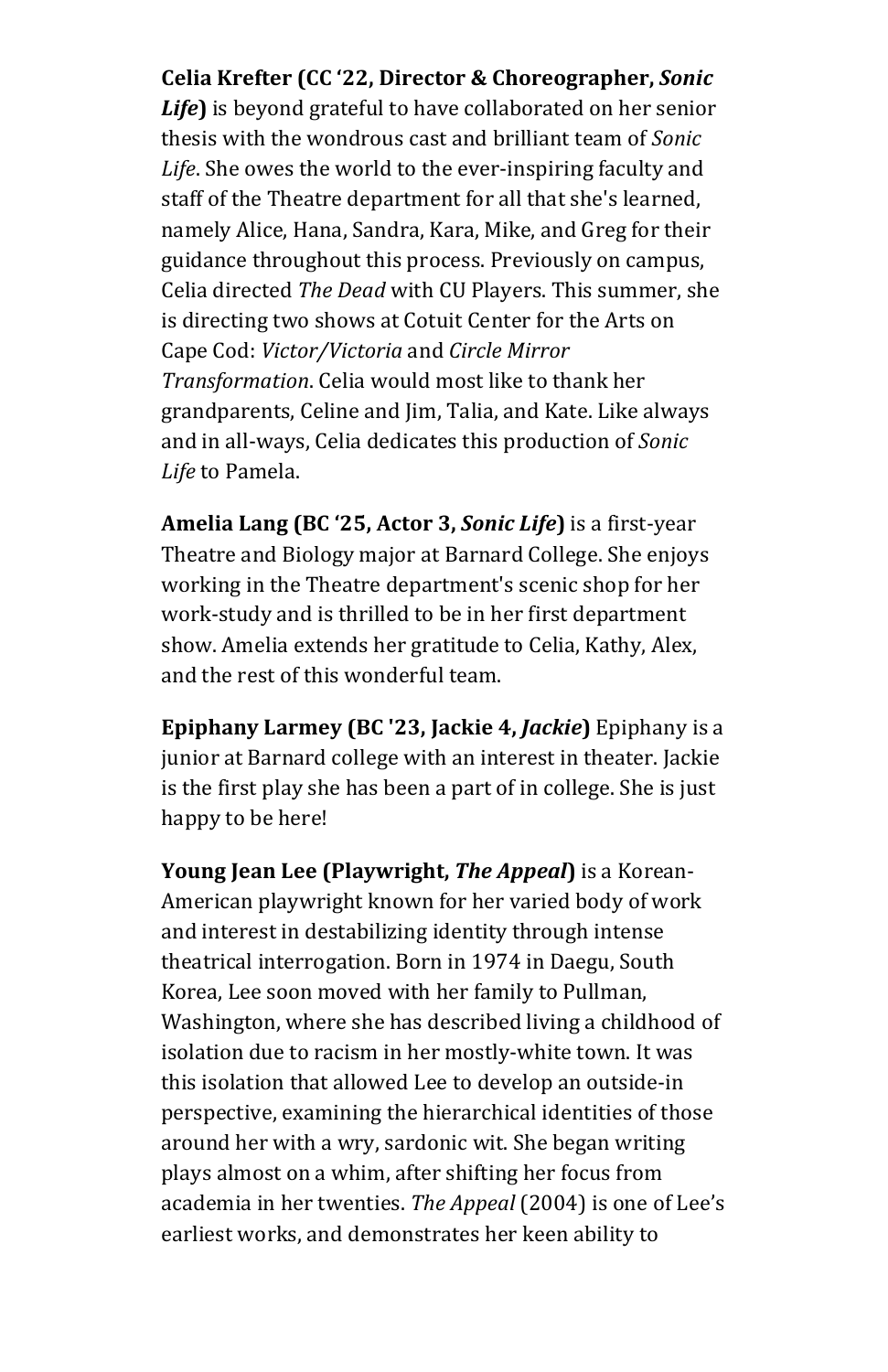**Celia Krefter (CC '22, Director & Choreographer, *Sonic Life*)** is beyond grateful to have collaborated on her senior thesis with the wondrous cast and brilliant team of *Sonic Life*. She owes the world to the ever-inspiring faculty and staff of the Theatre department for all that she's learned, namely Alice, Hana, Sandra, Kara, Mike, and Greg for their guidance throughout this process. Previously on campus, Celia directed *The Dead* with CU Players. This summer, she is directing two shows at Cotuit Center for the Arts on Cape Cod: *Victor/Victoria* and *Circle Mirror Transformation*. Celia would most like to thank her grandparents, Celine and Jim, Talia, and Kate. Like always and in all-ways, Celia dedicates this production of *Sonic Life* to Pamela.

**Amelia Lang (BC '25, Actor 3, *Sonic Life*)** is a first-year Theatre and Biology major at Barnard College. She enjoys working in the Theatre department's scenic shop for her work-study and is thrilled to be in her first department show. Amelia extends her gratitude to Celia, Kathy, Alex, and the rest of this wonderful team.

**Epiphany Larmey (BC '23, Jackie 4, *Jackie*)** Epiphany is a junior at Barnard college with an interest in theater. Jackie is the first play she has been a part of in college. She is just happy to be here!

**Young Jean Lee (Playwright, *The Appeal*)** is a Korean-American playwright known for her varied body of work and interest in destabilizing identity through intense theatrical interrogation. Born in 1974 in Daegu, South Korea, Lee soon moved with her family to Pullman, Washington, where she has described living a childhood of isolation due to racism in her mostly-white town. It was this isolation that allowed Lee to develop an outside-in perspective, examining the hierarchical identities of those around her with a wry, sardonic wit. She began writing plays almost on a whim, after shifting her focus from academia in her twenties. *The Appeal* (2004) is one of Lee's earliest works, and demonstrates her keen ability to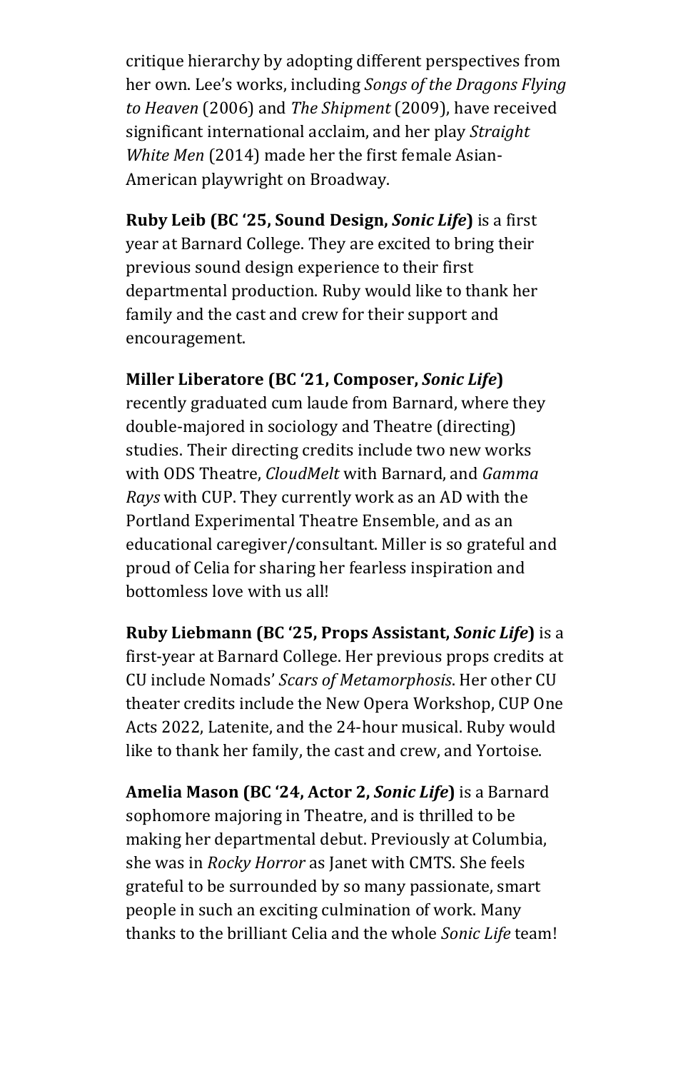critique hierarchy by adopting different perspectives from her own. Lee's works, including *Songs of the Dragons Flying to Heaven* (2006) and *The Shipment* (2009), have received significant international acclaim, and her play *Straight White Men* (2014) made her the first female Asian-American playwright on Broadway.

**Ruby Leib (BC '25, Sound Design, *Sonic Life*)** is a first year at Barnard College. They are excited to bring their previous sound design experience to their first departmental production. Ruby would like to thank her family and the cast and crew for their support and encouragement.

**Miller Liberatore (BC '21, Composer, *Sonic Life*)** recently graduated cum laude from Barnard, where they double-majored in sociology and Theatre (directing) studies. Their directing credits include two new works with ODS Theatre, *CloudMelt* with Barnard, and *Gamma Rays* with CUP. They currently work as an AD with the Portland Experimental Theatre Ensemble, and as an educational caregiver/consultant. Miller is so grateful and proud of Celia for sharing her fearless inspiration and bottomless love with us all!

**Ruby Liebmann (BC '25, Props Assistant, *Sonic Life*)** is a first-year at Barnard College. Her previous props credits at CU include Nomads' *Scars of Metamorphosis*. Her other CU theater credits include the New Opera Workshop, CUP One Acts 2022, Latenite, and the 24-hour musical. Ruby would like to thank her family, the cast and crew, and Yortoise.

**Amelia Mason (BC '24, Actor 2, *Sonic Life*)** is a Barnard sophomore majoring in Theatre, and is thrilled to be making her departmental debut. Previously at Columbia, she was in *Rocky Horror* as Janet with CMTS. She feels grateful to be surrounded by so many passionate, smart people in such an exciting culmination of work. Many thanks to the brilliant Celia and the whole *Sonic Life* team!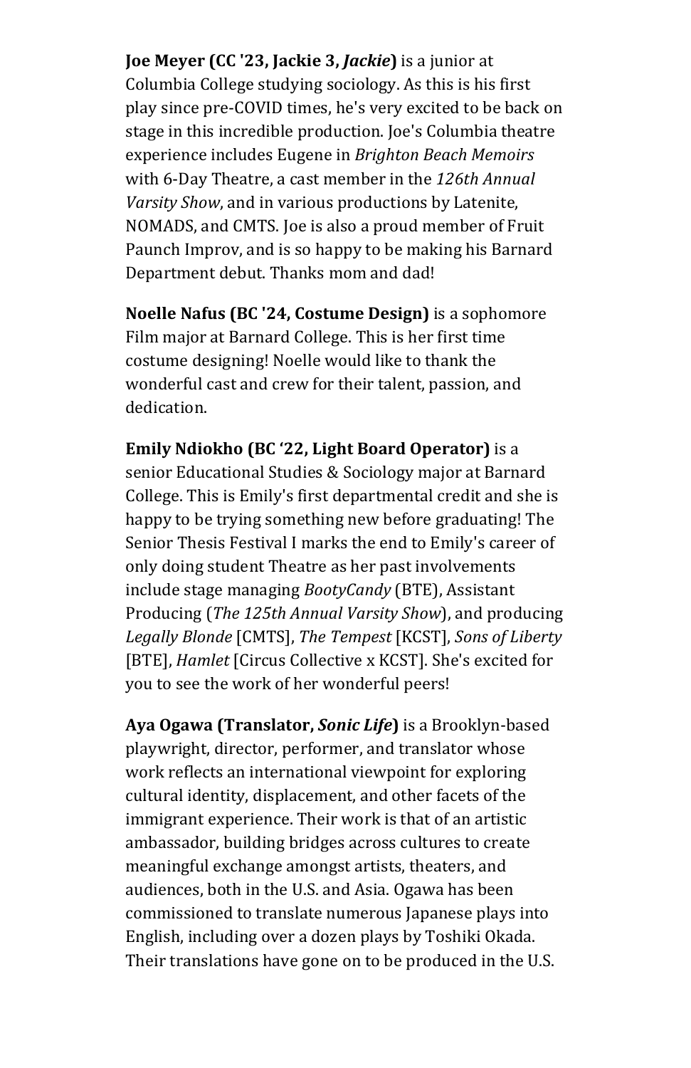**Joe Meyer (CC '23, Jackie 3, *Jackie*)** is a junior at Columbia College studying sociology. As this is his first play since pre-COVID times, he's very excited to be back on stage in this incredible production. Joe's Columbia theatre experience includes Eugene in *Brighton Beach Memoirs* with 6-Day Theatre, a cast member in the *126th Annual Varsity Show*, and in various productions by Latenite, NOMADS, and CMTS. Joe is also a proud member of Fruit Paunch Improv, and is so happy to be making his Barnard Department debut. Thanks mom and dad!

**Noelle Nafus (BC '24, Costume Design)** is a sophomore Film major at Barnard College. This is her first time costume designing! Noelle would like to thank the wonderful cast and crew for their talent, passion, and dedication.

**Emily Ndiokho (BC '22, Light Board Operator)** is a senior Educational Studies & Sociology major at Barnard College. This is Emily's first departmental credit and she is happy to be trying something new before graduating! The Senior Thesis Festival I marks the end to Emily's career of only doing student Theatre as her past involvements include stage managing *BootyCandy* (BTE), Assistant Producing (*The 125th Annual Varsity Show*), and producing *Legally Blonde* [CMTS], *The Tempest* [KCST], *Sons of Liberty* [BTE], *Hamlet* [Circus Collective x KCST]. She's excited for you to see the work of her wonderful peers!

**Aya Ogawa (Translator, *Sonic Life*)** is a Brooklyn-based playwright, director, performer, and translator whose work reflects an international viewpoint for exploring cultural identity, displacement, and other facets of the immigrant experience. Their work is that of an artistic ambassador, building bridges across cultures to create meaningful exchange amongst artists, theaters, and audiences, both in the U.S. and Asia. Ogawa has been commissioned to translate numerous Japanese plays into English, including over a dozen plays by Toshiki Okada. Their translations have gone on to be produced in the U.S.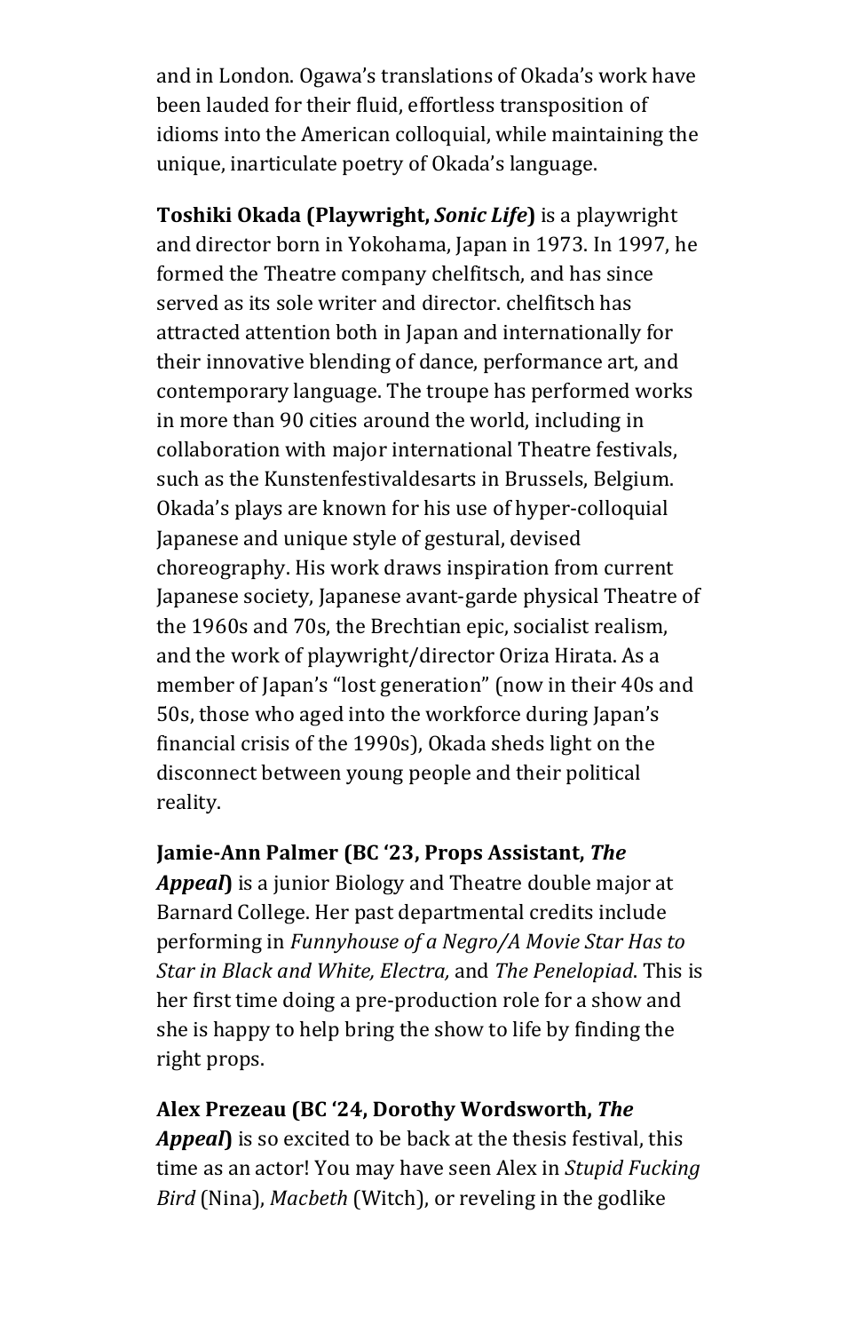and in London. Ogawa's translations of Okada's work have been lauded for their fluid, effortless transposition of idioms into the American colloquial, while maintaining the unique, inarticulate poetry of Okada's language.

**Toshiki Okada (Playwright, *Sonic Life*)** is a playwright and director born in Yokohama, Japan in 1973. In 1997, he formed the Theatre company chelfitsch, and has since served as its sole writer and director. chelfitsch has attracted attention both in Japan and internationally for their innovative blending of dance, performance art, and contemporary language. The troupe has performed works in more than 90 cities around the world, including in collaboration with major international Theatre festivals, such as the Kunstenfestivaldesarts in Brussels, Belgium. Okada's plays are known for his use of hyper-colloquial Japanese and unique style of gestural, devised choreography. His work draws inspiration from current Japanese society, Japanese avant-garde physical Theatre of the 1960s and 70s, the Brechtian epic, socialist realism, and the work of playwright/director Oriza Hirata. As a member of Japan's "lost generation" (now in their 40s and 50s, those who aged into the workforce during Japan's financial crisis of the 1990s), Okada sheds light on the disconnect between young people and their political reality.

**Jamie-Ann Palmer (BC '23, Props Assistant, *The Appeal*)** is a junior Biology and Theatre double major at Barnard College. Her past departmental credits include performing in *Funnyhouse of a Negro/A Movie Star Has to Star in Black and White, Electra,* and *The Penelopiad*. This is her first time doing a pre-production role for a show and she is happy to help bring the show to life by finding the right props.

**Alex Prezeau (BC '24, Dorothy Wordsworth, *The Appeal*)** is so excited to be back at the thesis festival, this time as an actor! You may have seen Alex in *Stupid Fucking Bird* (Nina), *Macbeth* (Witch), or reveling in the godlike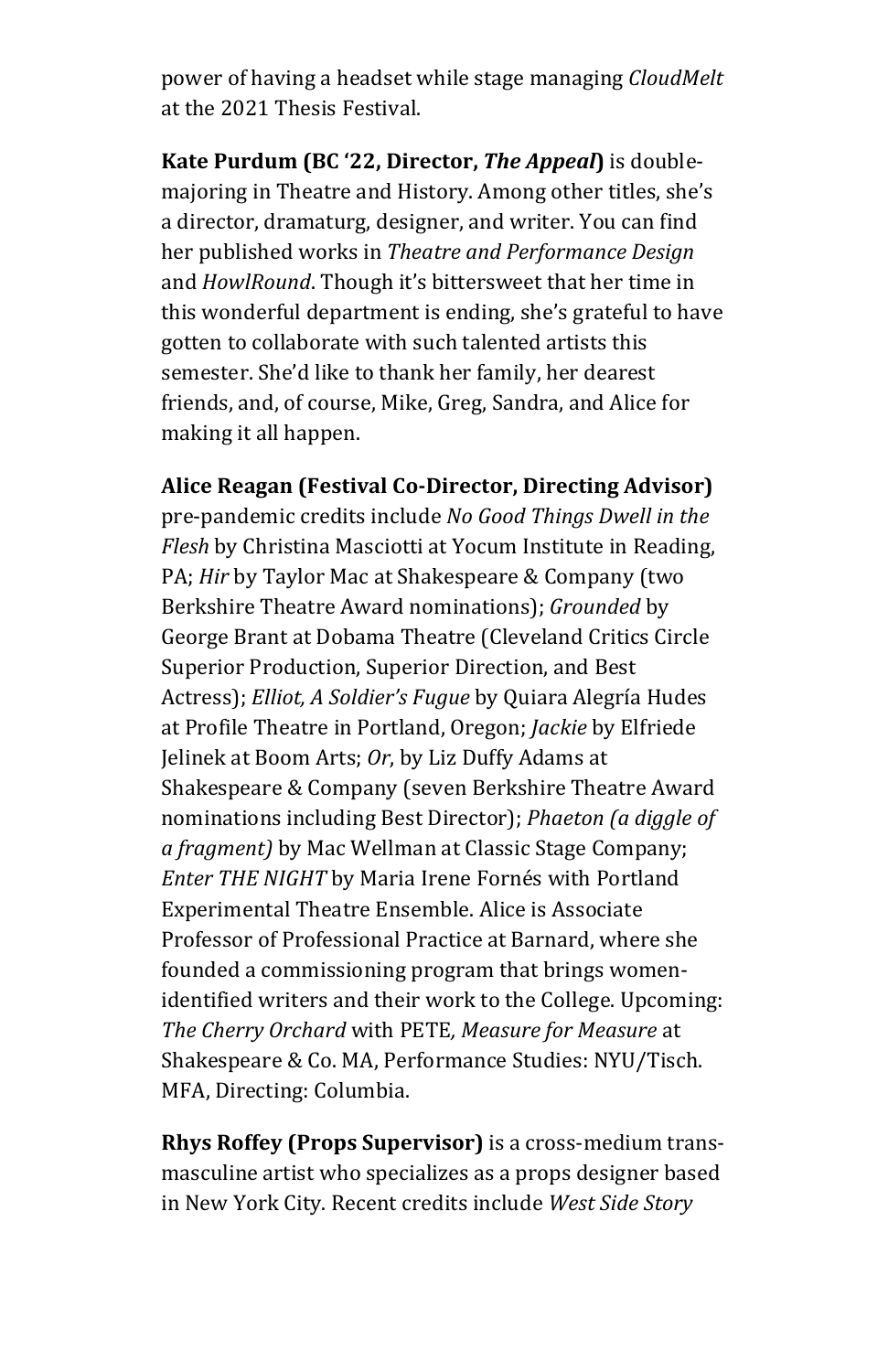power of having a headset while stage managing *CloudMelt* at the 2021 Thesis Festival.

**Kate Purdum (BC '22, Director, *The Appeal*)** is double-majoring in Theatre and History. Among other titles, she's a director, dramaturg, designer, and writer. You can find her published works in *Theatre and Performance Design* and *HowlRound*. Though it's bittersweet that her time in this wonderful department is ending, she's grateful to have gotten to collaborate with such talented artists this semester. She'd like to thank her family, her dearest friends, and, of course, Mike, Greg, Sandra, and Alice for making it all happen.

**Alice Reagan (Festival Co-Director, Directing Advisor)** pre-pandemic credits include *No Good Things Dwell in the Flesh* by Christina Masciotti at Yocum Institute in Reading, PA; *Hir* by Taylor Mac at Shakespeare & Company (two Berkshire Theatre Award nominations); *Grounded* by George Brant at Dobama Theatre (Cleveland Critics Circle Superior Production, Superior Direction, and Best Actress); *Elliot, A Soldier's Fugue* by Quiara Alegría Hudes at Profile Theatre in Portland, Oregon; *Jackie* by Elfriede Jelinek at Boom Arts; *Or*, by Liz Duffy Adams at Shakespeare & Company (seven Berkshire Theatre Award nominations including Best Director); *Phaeton (a diggle of a fragment)* by Mac Wellman at Classic Stage Company; *Enter THE NIGHT* by Maria Irene Fornés with Portland Experimental Theatre Ensemble. Alice is Associate Professor of Professional Practice at Barnard, where she founded a commissioning program that brings women-identified writers and their work to the College. Upcoming: *The Cherry Orchard* with PETE, *Measure for Measure* at Shakespeare & Co. MA, Performance Studies: NYU/Tisch. MFA, Directing: Columbia.

**Rhys Roffey (Props Supervisor)** is a cross-medium trans-masculine artist who specializes as a props designer based in New York City. Recent credits include *West Side Story*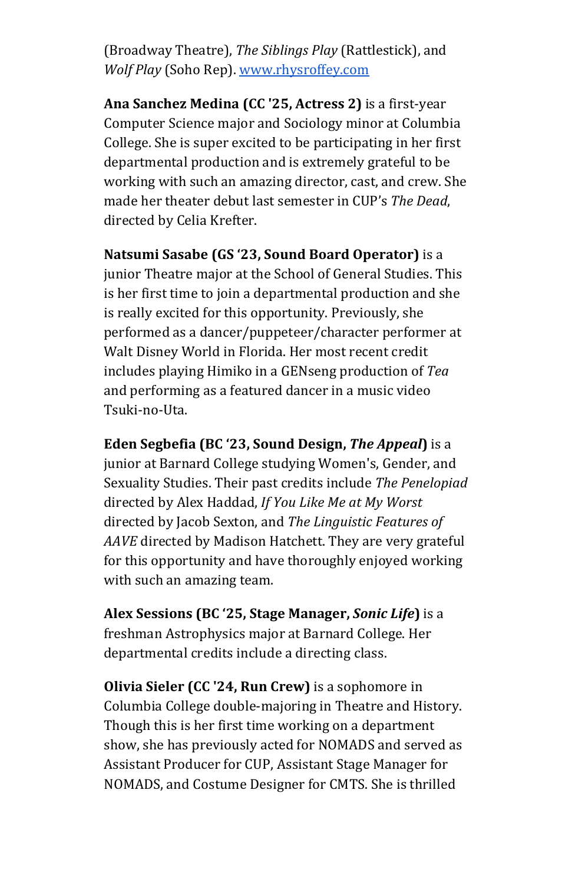(Broadway Theatre), *The Siblings Play* (Rattlestick), and *Wolf Play* (Soho Rep). [www.rhysroffey.com](http://www.rhysroffey.com)

**Ana Sanchez Medina (CC '25, Actress 2)** is a first-year Computer Science major and Sociology minor at Columbia College. She is super excited to be participating in her first departmental production and is extremely grateful to be working with such an amazing director, cast, and crew. She made her theater debut last semester in CUP's *The Dead*, directed by Celia Krefter.

**Natsumi Sasabe (GS '23, Sound Board Operator)** is a junior Theatre major at the School of General Studies. This is her first time to join a departmental production and she is really excited for this opportunity. Previously, she performed as a dancer/puppeteer/character performer at Walt Disney World in Florida. Her most recent credit includes playing Himiko in a GENseng production of *Tea* and performing as a featured dancer in a music video Tsuki-no-Uta.

**Eden Segbefia (BC '23, Sound Design, *The Appeal*)** is a junior at Barnard College studying Women's, Gender, and Sexuality Studies. Their past credits include *The Penelopiad* directed by Alex Haddad, *If You Like Me at My Worst* directed by Jacob Sexton, and *The Linguistic Features of AAVE* directed by Madison Hatchett. They are very grateful for this opportunity and have thoroughly enjoyed working with such an amazing team.

**Alex Sessions (BC '25, Stage Manager, *Sonic Life*)** is a freshman Astrophysics major at Barnard College. Her departmental credits include a directing class.

**Olivia Sieler (CC '24, Run Crew)** is a sophomore in Columbia College double-majoring in Theatre and History. Though this is her first time working on a department show, she has previously acted for NOMADS and served as Assistant Producer for CUP, Assistant Stage Manager for NOMADS, and Costume Designer for CMTS. She is thrilled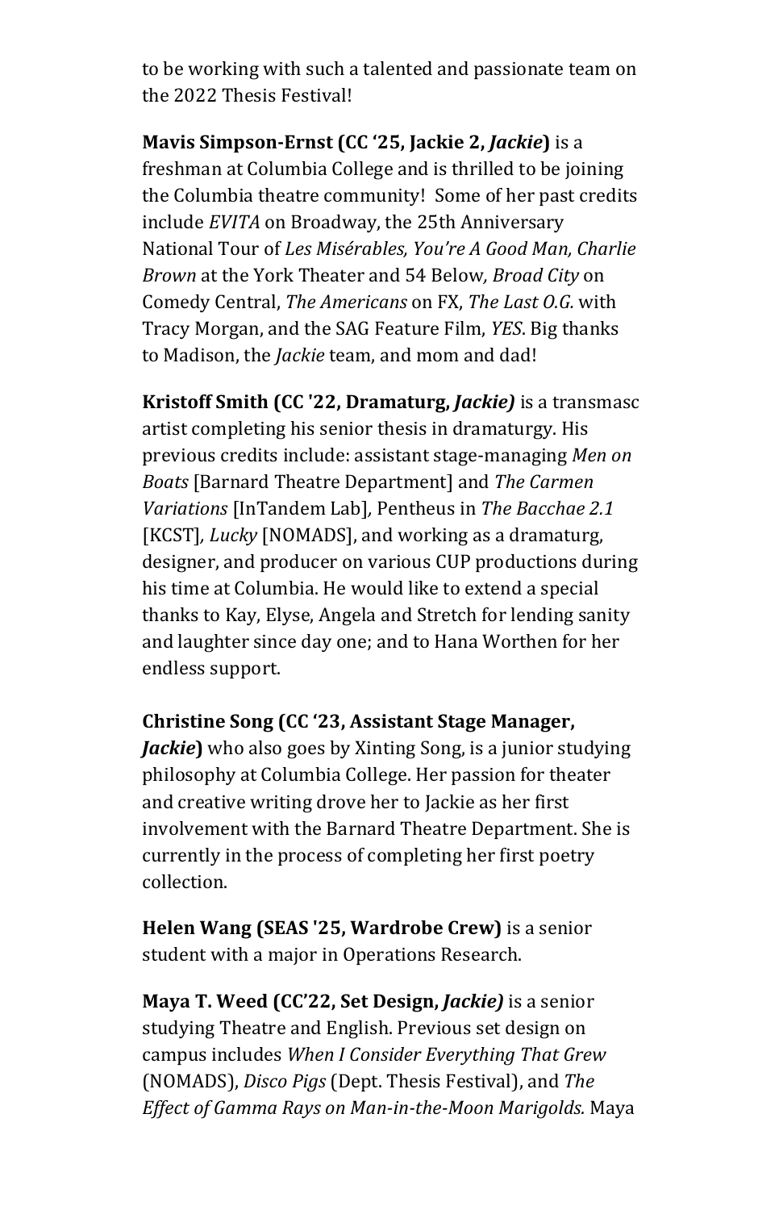to be working with such a talented and passionate team on the 2022 Thesis Festival!

**Mavis Simpson-Ernst (CC '25, Jackie 2, *Jackie*)** is a freshman at Columbia College and is thrilled to be joining the Columbia theatre community! Some of her past credits include *EVITA* on Broadway, the 25th Anniversary National Tour of *Les Misérables, You're A Good Man, Charlie Brown* at the York Theater and 54 Below*, Broad City* on Comedy Central, *The Americans* on FX, *The Last O.G.* with Tracy Morgan, and the SAG Feature Film, *YES*. Big thanks to Madison, the *Jackie* team, and mom and dad!

**Kristoff Smith (CC '22, Dramaturg, *Jackie)*** is a transmasc artist completing his senior thesis in dramaturgy. His previous credits include: assistant stage-managing *Men on Boats* [Barnard Theatre Department] and *The Carmen Variations* [InTandem Lab], Pentheus in *The Bacchae 2.1* [KCST]*, Lucky* [NOMADS], and working as a dramaturg, designer, and producer on various CUP productions during his time at Columbia. He would like to extend a special thanks to Kay, Elyse, Angela and Stretch for lending sanity and laughter since day one; and to Hana Worthen for her endless support.

**Christine Song (CC '23, Assistant Stage Manager, *Jackie*)** who also goes by Xinting Song, is a junior studying philosophy at Columbia College. Her passion for theater and creative writing drove her to Jackie as her first involvement with the Barnard Theatre Department. She is currently in the process of completing her first poetry collection.

**Helen Wang (SEAS '25, Wardrobe Crew)** is a senior student with a major in Operations Research.

**Maya T. Weed (CC'22, Set Design, *Jackie)*** is a senior studying Theatre and English. Previous set design on campus includes *When I Consider Everything That Grew* (NOMADS), *Disco Pigs* (Dept. Thesis Festival), and *The Effect of Gamma Rays on Man-in-the-Moon Marigolds.* Maya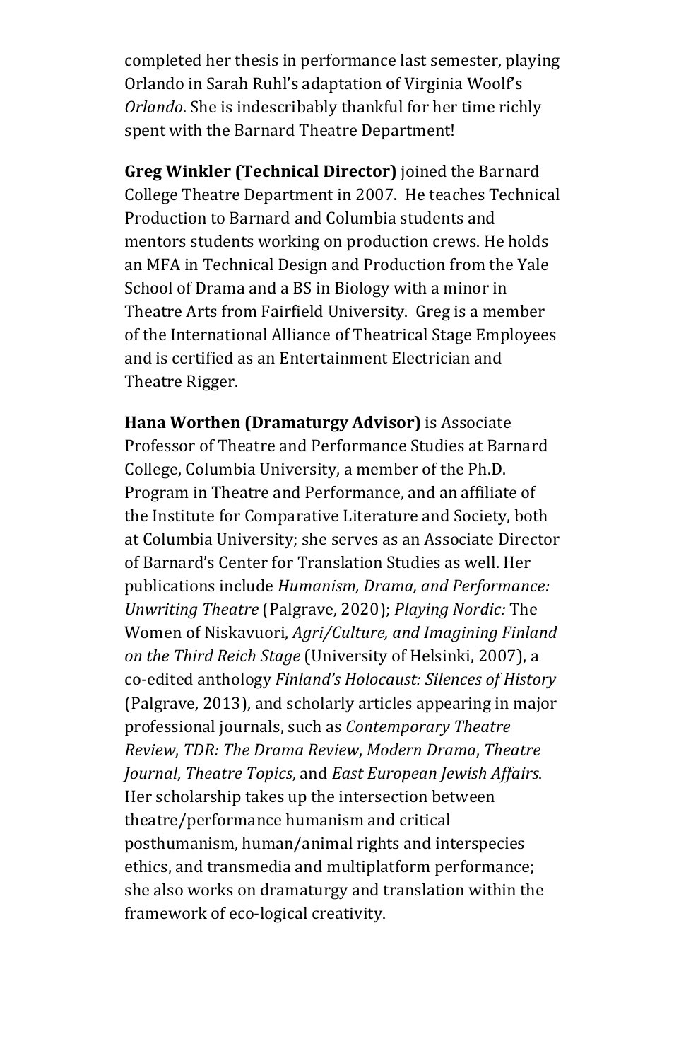completed her thesis in performance last semester, playing Orlando in Sarah Ruhl's adaptation of Virginia Woolf's *Orlando*. She is indescribably thankful for her time richly spent with the Barnard Theatre Department!

**Greg Winkler (Technical Director)** joined the Barnard College Theatre Department in 2007. He teaches Technical Production to Barnard and Columbia students and mentors students working on production crews. He holds an MFA in Technical Design and Production from the Yale School of Drama and a BS in Biology with a minor in Theatre Arts from Fairfield University. Greg is a member of the International Alliance of Theatrical Stage Employees and is certified as an Entertainment Electrician and Theatre Rigger.

**Hana Worthen (Dramaturgy Advisor)** is Associate Professor of Theatre and Performance Studies at Barnard College, Columbia University, a member of the Ph.D. Program in Theatre and Performance, and an affiliate of the Institute for Comparative Literature and Society, both at Columbia University; she serves as an Associate Director of Barnard's Center for Translation Studies as well. Her publications include *Humanism, Drama, and Performance: Unwriting Theatre* (Palgrave, 2020); *Playing Nordic:* The Women of Niskavuori, *Agri/Culture, and Imagining Finland on the Third Reich Stage* (University of Helsinki, 2007), a co-edited anthology *Finland's Holocaust: Silences of History* (Palgrave, 2013), and scholarly articles appearing in major professional journals, such as *Contemporary Theatre Review*, *TDR: The Drama Review*, *Modern Drama*, *Theatre Journal*, *Theatre Topics*, and *East European Jewish Affairs*. Her scholarship takes up the intersection between theatre/performance humanism and critical posthumanism, human/animal rights and interspecies ethics, and transmedia and multiplatform performance; she also works on dramaturgy and translation within the framework of eco-logical creativity.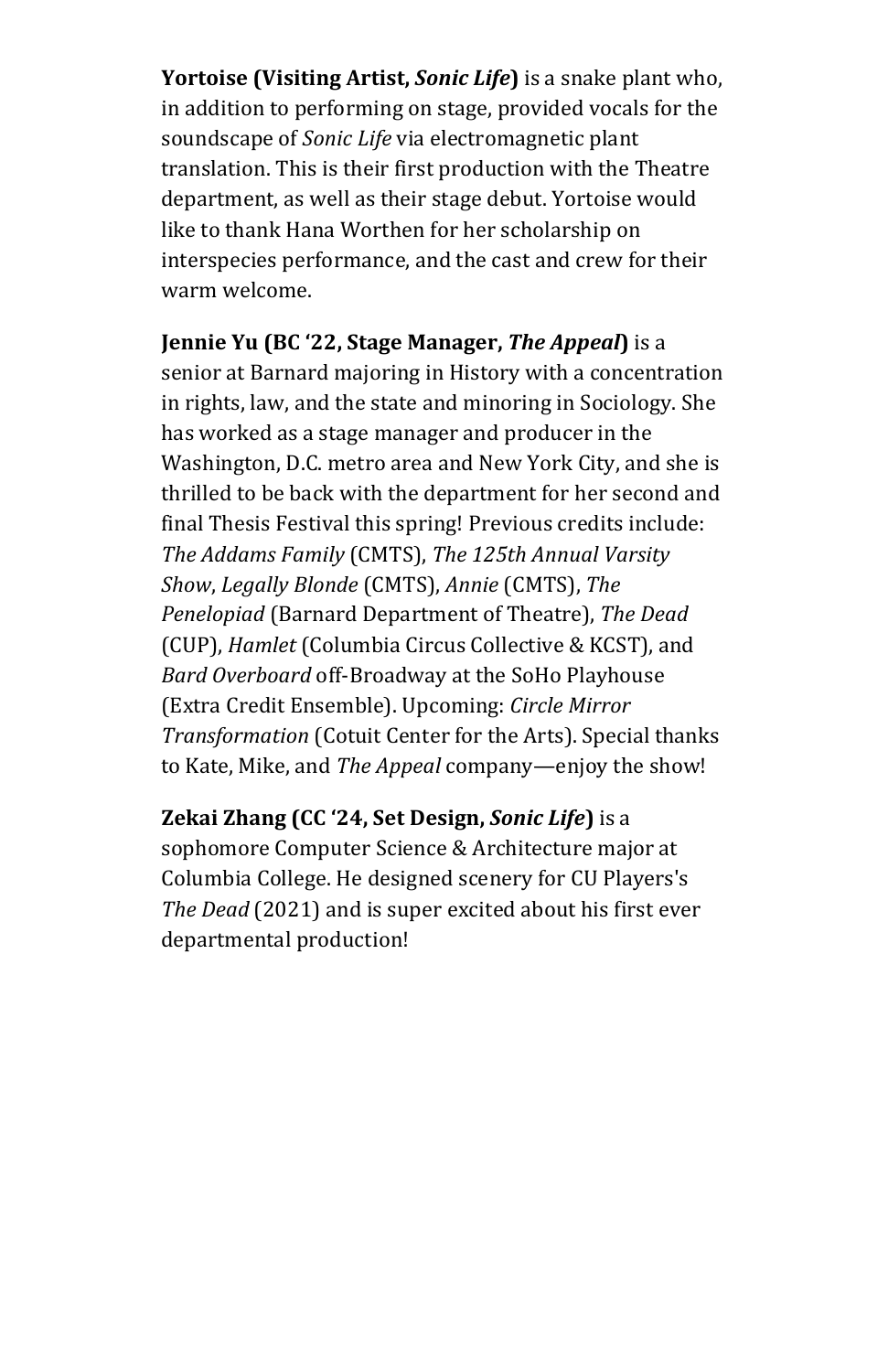**Yortoise (Visiting Artist, *Sonic Life*)** is a snake plant who, in addition to performing on stage, provided vocals for the soundscape of *Sonic Life* via electromagnetic plant translation. This is their first production with the Theatre department, as well as their stage debut. Yortoise would like to thank Hana Worthen for her scholarship on interspecies performance, and the cast and crew for their warm welcome.

**Jennie Yu (BC '22, Stage Manager, *The Appeal*)** is a senior at Barnard majoring in History with a concentration in rights, law, and the state and minoring in Sociology. She has worked as a stage manager and producer in the Washington, D.C. metro area and New York City, and she is thrilled to be back with the department for her second and final Thesis Festival this spring! Previous credits include: *The Addams Family* (CMTS), *The 125th Annual Varsity Show*, *Legally Blonde* (CMTS), *Annie* (CMTS), *The Penelopiad* (Barnard Department of Theatre), *The Dead* (CUP), *Hamlet* (Columbia Circus Collective & KCST), and *Bard Overboard* off-Broadway at the SoHo Playhouse (Extra Credit Ensemble). Upcoming: *Circle Mirror Transformation* (Cotuit Center for the Arts). Special thanks to Kate, Mike, and *The Appeal* company—enjoy the show!

**Zekai Zhang (CC '24, Set Design, *Sonic Life*)** is a sophomore Computer Science & Architecture major at Columbia College. He designed scenery for CU Players's *The Dead* (2021) and is super excited about his first ever departmental production!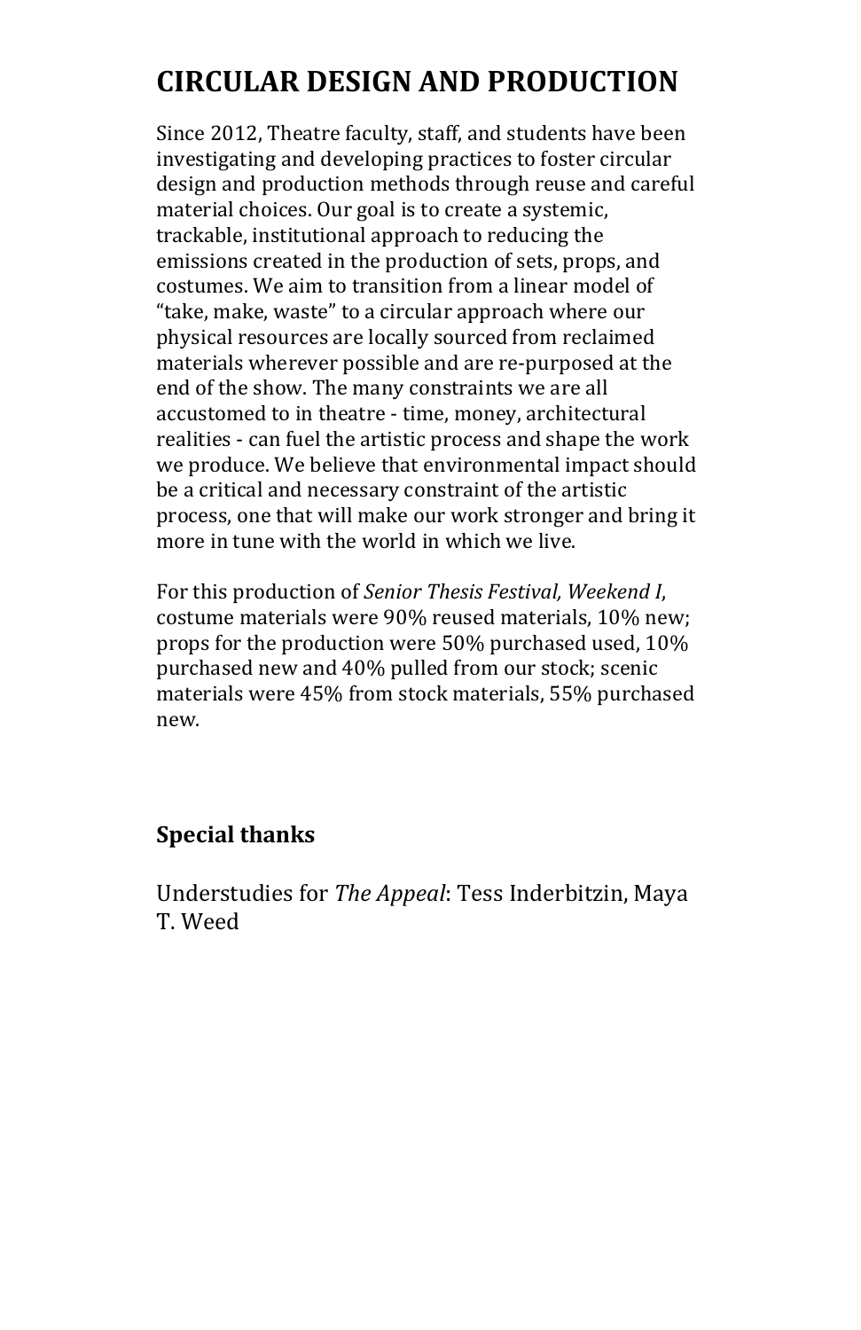# CIRCULAR DESIGN AND PRODUCTION

Since 2012, Theatre faculty, staff, and students have been investigating and developing practices to foster circular design and production methods through reuse and careful material choices. Our goal is to create a systemic, trackable, institutional approach to reducing the emissions created in the production of sets, props, and costumes. We aim to transition from a linear model of "take, make, waste" to a circular approach where our physical resources are locally sourced from reclaimed materials wherever possible and are re-purposed at the end of the show. The many constraints we are all accustomed to in theatre - time, money, architectural realities - can fuel the artistic process and shape the work we produce. We believe that environmental impact should be a critical and necessary constraint of the artistic process, one that will make our work stronger and bring it more in tune with the world in which we live.

For this production of *Senior Thesis Festival, Weekend I*, costume materials were 90% reused materials, 10% new; props for the production were 50% purchased used, 10% purchased new and 40% pulled from our stock; scenic materials were 45% from stock materials, 55% purchased new.

## Special thanks

Understudies for *The Appeal*: Tess Inderbitzin, Maya T. Weed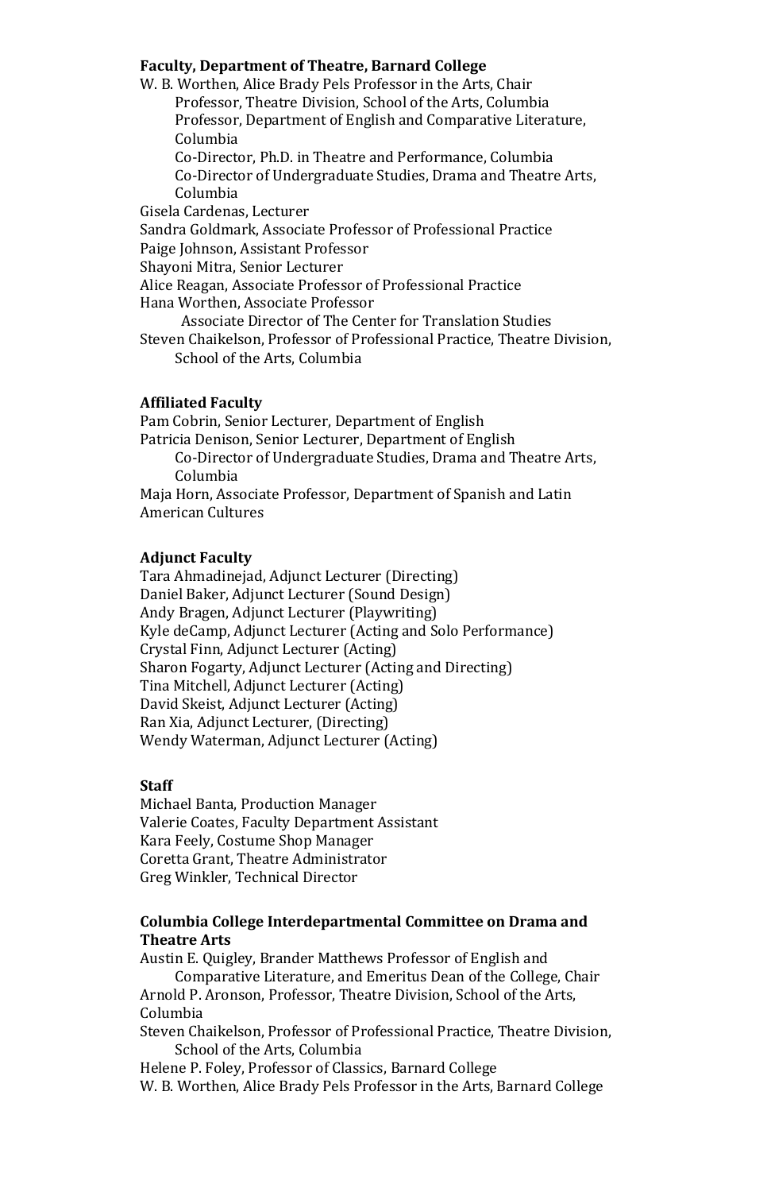**Faculty, Department of Theatre, Barnard College**

W. B. Worthen, Alice Brady Pels Professor in the Arts, Chair
Professor, Theatre Division, School of the Arts, Columbia
Professor, Department of English and Comparative Literature, Columbia
Co-Director, Ph.D. in Theatre and Performance, Columbia
Co-Director of Undergraduate Studies, Drama and Theatre Arts, Columbia
Gisela Cardenas, Lecturer
Sandra Goldmark, Associate Professor of Professional Practice
Paige Johnson, Assistant Professor
Shayoni Mitra, Senior Lecturer
Alice Reagan, Associate Professor of Professional Practice
Hana Worthen, Associate Professor
Associate Director of The Center for Translation Studies
Steven Chaikelson, Professor of Professional Practice, Theatre Division, School of the Arts, Columbia

**Affiliated Faculty**

Pam Cobrin, Senior Lecturer, Department of English
Patricia Denison, Senior Lecturer, Department of English
Co-Director of Undergraduate Studies, Drama and Theatre Arts, Columbia
Maja Horn, Associate Professor, Department of Spanish and Latin American Cultures

**Adjunct Faculty**

Tara Ahmadinejad, Adjunct Lecturer (Directing)
Daniel Baker, Adjunct Lecturer (Sound Design)
Andy Bragen, Adjunct Lecturer (Playwriting)
Kyle deCamp, Adjunct Lecturer (Acting and Solo Performance)
Crystal Finn, Adjunct Lecturer (Acting)
Sharon Fogarty, Adjunct Lecturer (Acting and Directing)
Tina Mitchell, Adjunct Lecturer (Acting)
David Skeist, Adjunct Lecturer (Acting)
Ran Xia, Adjunct Lecturer, (Directing)
Wendy Waterman, Adjunct Lecturer (Acting)

**Staff**

Michael Banta, Production Manager
Valerie Coates, Faculty Department Assistant
Kara Feely, Costume Shop Manager
Coretta Grant, Theatre Administrator
Greg Winkler, Technical Director

**Columbia College Interdepartmental Committee on Drama and Theatre Arts**

Austin E. Quigley, Brander Matthews Professor of English and Comparative Literature, and Emeritus Dean of the College, Chair
Arnold P. Aronson, Professor, Theatre Division, School of the Arts, Columbia
Steven Chaikelson, Professor of Professional Practice, Theatre Division, School of the Arts, Columbia
Helene P. Foley, Professor of Classics, Barnard College
W. B. Worthen, Alice Brady Pels Professor in the Arts, Barnard College